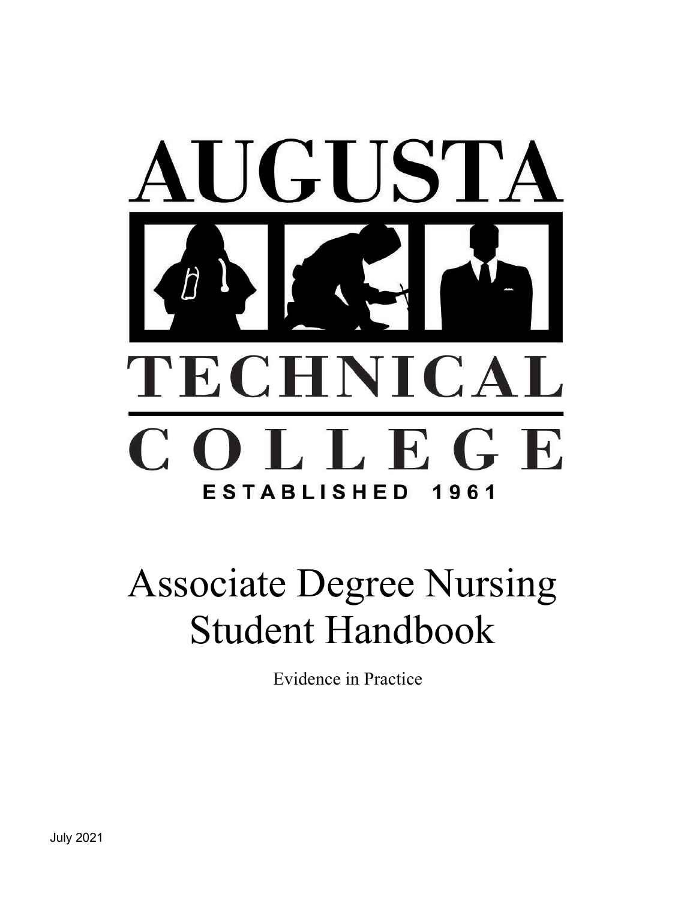AUGUSTA TECHNICAL COLLEGE

ESTABLISHED 1961

# Associate Degree Nursing Student Handbook

Evidence in Practice

July 2021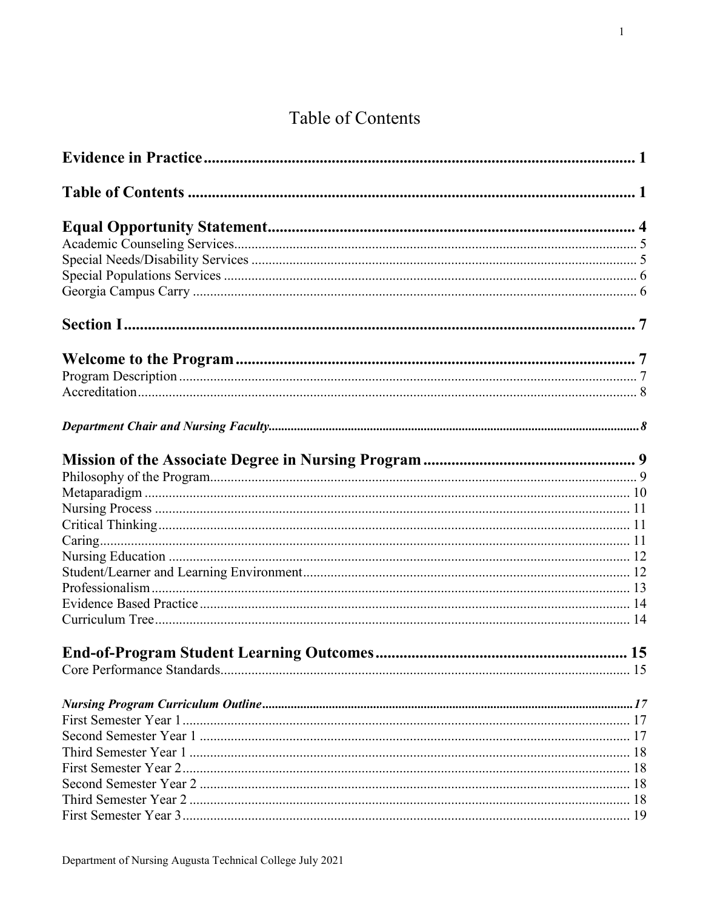# Table of Contents

**Evidence in Practice** ........................................................................ 1

**Table of Contents** ........................................................................ 1

**Equal Opportunity Statement** ........................................................................ 4
Academic Counseling Services ........................................................................ 5
Special Needs/Disability Services ........................................................................ 5
Special Populations Services ........................................................................ 6
Georgia Campus Carry ........................................................................ 6

**Section I** ........................................................................ 7

**Welcome to the Program** ........................................................................ 7
Program Description ........................................................................ 7
Accreditation ........................................................................ 8

***Department Chair and Nursing Faculty*** ........................................................................ 8

**Mission of the Associate Degree in Nursing Program** ........................................................................ 9
Philosophy of the Program ........................................................................ 9
Metaparadigm ........................................................................ 10
Nursing Process ........................................................................ 11
Critical Thinking ........................................................................ 11
Caring ........................................................................ 11
Nursing Education ........................................................................ 12
Student/Learner and Learning Environment ........................................................................ 12
Professionalism ........................................................................ 13
Evidence Based Practice ........................................................................ 14
Curriculum Tree ........................................................................ 14

**End-of-Program Student Learning Outcomes** ........................................................................ 15
Core Performance Standards ........................................................................ 15

***Nursing Program Curriculum Outline*** ........................................................................ 17
First Semester Year 1 ........................................................................ 17
Second Semester Year 1 ........................................................................ 17
Third Semester Year 1 ........................................................................ 18
First Semester Year 2 ........................................................................ 18
Second Semester Year 2 ........................................................................ 18
Third Semester Year 2 ........................................................................ 18
First Semester Year 3 ........................................................................ 19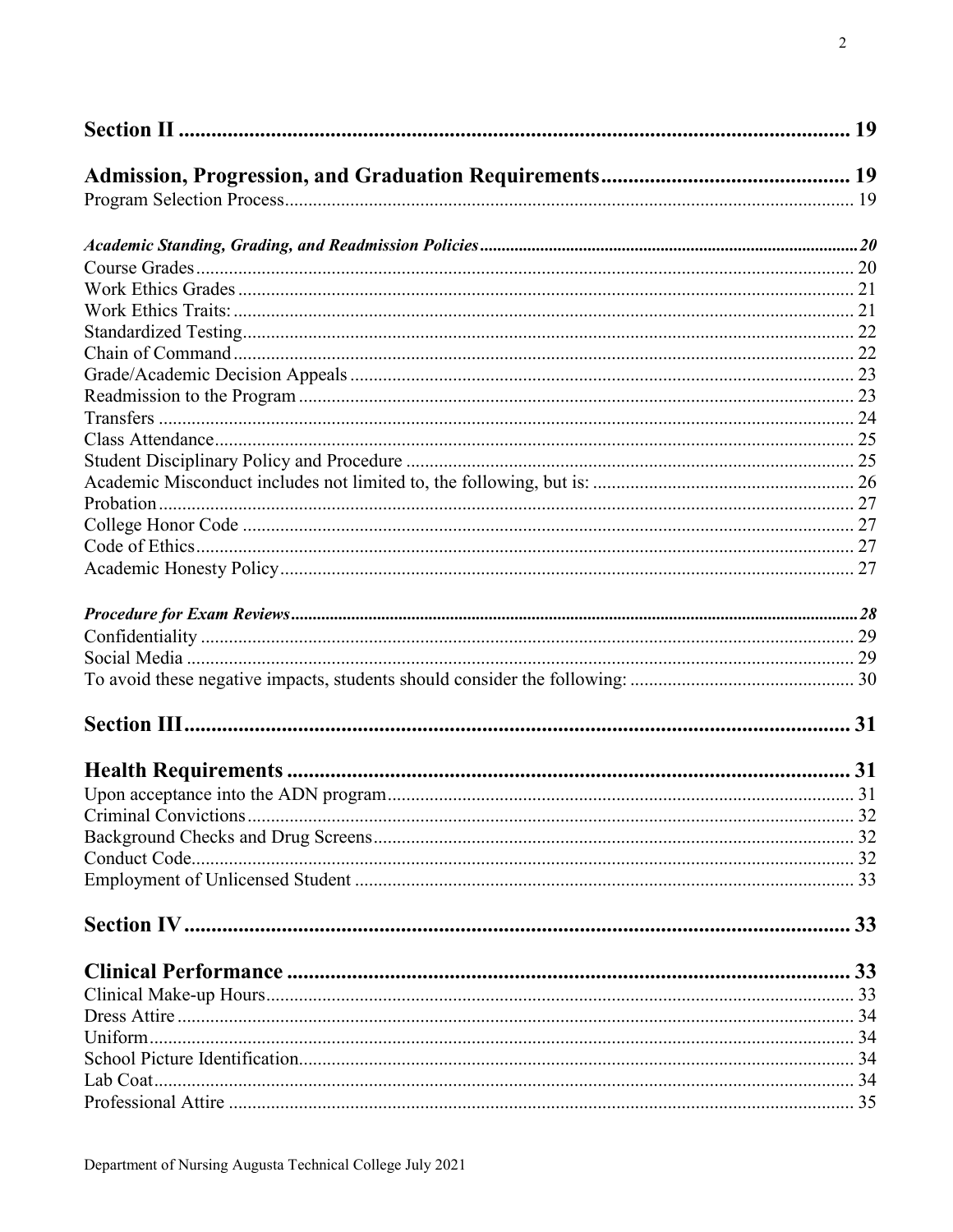**Section II** ........................................................................................................ 19

**Admission, Progression, and Graduation Requirements** ........................................ 19

Program Selection Process ........................................................................................ 19

***Academic Standing, Grading, and Readmission Policies*** ...................................... 20

Course Grades ........................................................................................................... 20
Work Ethics Grades .................................................................................................. 21
Work Ethics Traits: .................................................................................................... 21
Standardized Testing ................................................................................................. 22
Chain of Command .................................................................................................... 22
Grade/Academic Decision Appeals ............................................................................ 23
Readmission to the Program ...................................................................................... 23
Transfers .................................................................................................................... 24
Class Attendance ........................................................................................................ 25
Student Disciplinary Policy and Procedure ................................................................ 25
Academic Misconduct includes not limited to, the following, but is: ......................... 26
Probation ................................................................................................................... 27
College Honor Code .................................................................................................. 27
Code of Ethics ............................................................................................................ 27
Academic Honesty Policy ........................................................................................... 27

***Procedure for Exam Reviews*** ........................................................................... 28

Confidentiality ........................................................................................................... 29
Social Media .............................................................................................................. 29
To avoid these negative impacts, students should consider the following: ................ 30

**Section III** ....................................................................................................... 31

**Health Requirements** ....................................................................................... 31

Upon acceptance into the ADN program ................................................................... 31
Criminal Convictions ................................................................................................. 32
Background Checks and Drug Screens ....................................................................... 32
Conduct Code ............................................................................................................. 32
Employment of Unlicensed Student ........................................................................... 33

**Section IV** ....................................................................................................... 33

**Clinical Performance** ....................................................................................... 33

Clinical Make-up Hours .............................................................................................. 33
Dress Attire ................................................................................................................ 34
Uniform ...................................................................................................................... 34
School Picture Identification ...................................................................................... 34
Lab Coat ..................................................................................................................... 34
Professional Attire ..................................................................................................... 35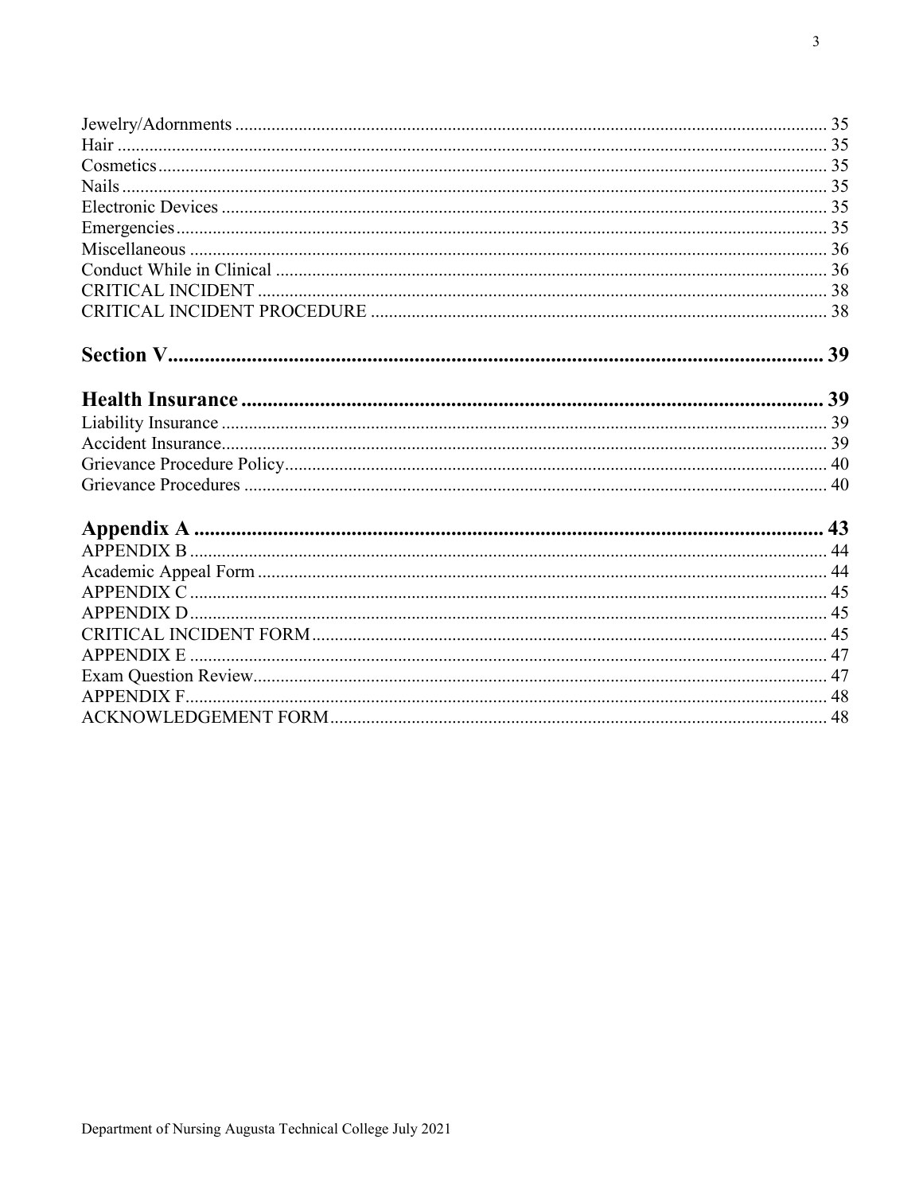Jewelry/Adornments ........ 35
Hair ........ 35
Cosmetics ........ 35
Nails ........ 35
Electronic Devices ........ 35
Emergencies ........ 35
Miscellaneous ........ 36
Conduct While in Clinical ........ 36
CRITICAL INCIDENT ........ 38
CRITICAL INCIDENT PROCEDURE ........ 38

**Section V ........ 39**

**Health Insurance ........ 39**

Liability Insurance ........ 39
Accident Insurance ........ 39
Grievance Procedure Policy ........ 40
Grievance Procedures ........ 40

**Appendix A ........ 43**

APPENDIX B ........ 44
Academic Appeal Form ........ 44
APPENDIX C ........ 45
APPENDIX D ........ 45
CRITICAL INCIDENT FORM ........ 45
APPENDIX E ........ 47
Exam Question Review ........ 47
APPENDIX F ........ 48
ACKNOWLEDGEMENT FORM ........ 48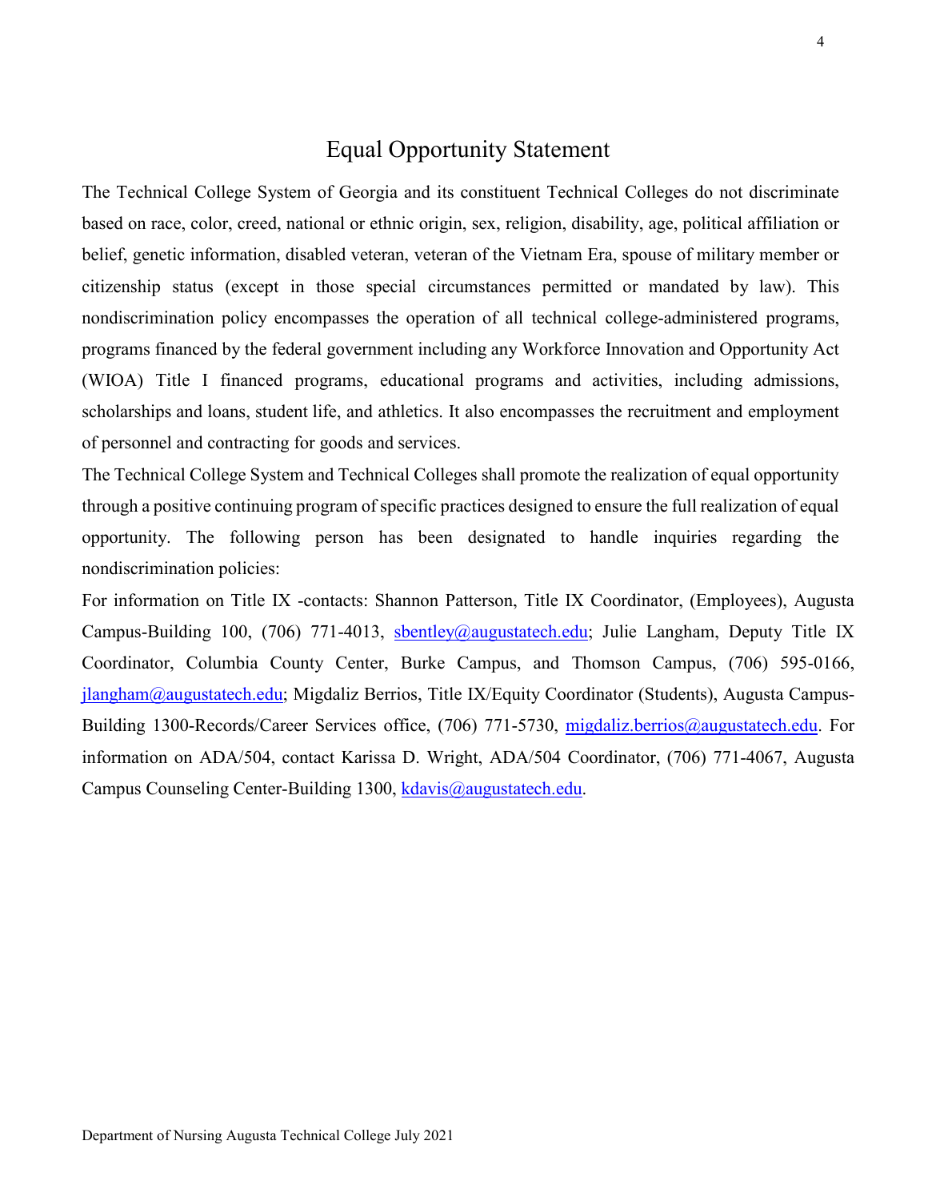# Equal Opportunity Statement

The Technical College System of Georgia and its constituent Technical Colleges do not discriminate based on race, color, creed, national or ethnic origin, sex, religion, disability, age, political affiliation or belief, genetic information, disabled veteran, veteran of the Vietnam Era, spouse of military member or citizenship status (except in those special circumstances permitted or mandated by law). This nondiscrimination policy encompasses the operation of all technical college-administered programs, programs financed by the federal government including any Workforce Innovation and Opportunity Act (WIOA) Title I financed programs, educational programs and activities, including admissions, scholarships and loans, student life, and athletics. It also encompasses the recruitment and employment of personnel and contracting for goods and services.

The Technical College System and Technical Colleges shall promote the realization of equal opportunity through a positive continuing program of specific practices designed to ensure the full realization of equal opportunity. The following person has been designated to handle inquiries regarding the nondiscrimination policies:

For information on Title IX -contacts: Shannon Patterson, Title IX Coordinator, (Employees), Augusta Campus-Building 100, (706) 771-4013, sbentley@augustatech.edu; Julie Langham, Deputy Title IX Coordinator, Columbia County Center, Burke Campus, and Thomson Campus, (706) 595-0166, jlangham@augustatech.edu; Migdaliz Berrios, Title IX/Equity Coordinator (Students), Augusta Campus-Building 1300-Records/Career Services office, (706) 771-5730, migdaliz.berrios@augustatech.edu. For information on ADA/504, contact Karissa D. Wright, ADA/504 Coordinator, (706) 771-4067, Augusta Campus Counseling Center-Building 1300, kdavis@augustatech.edu.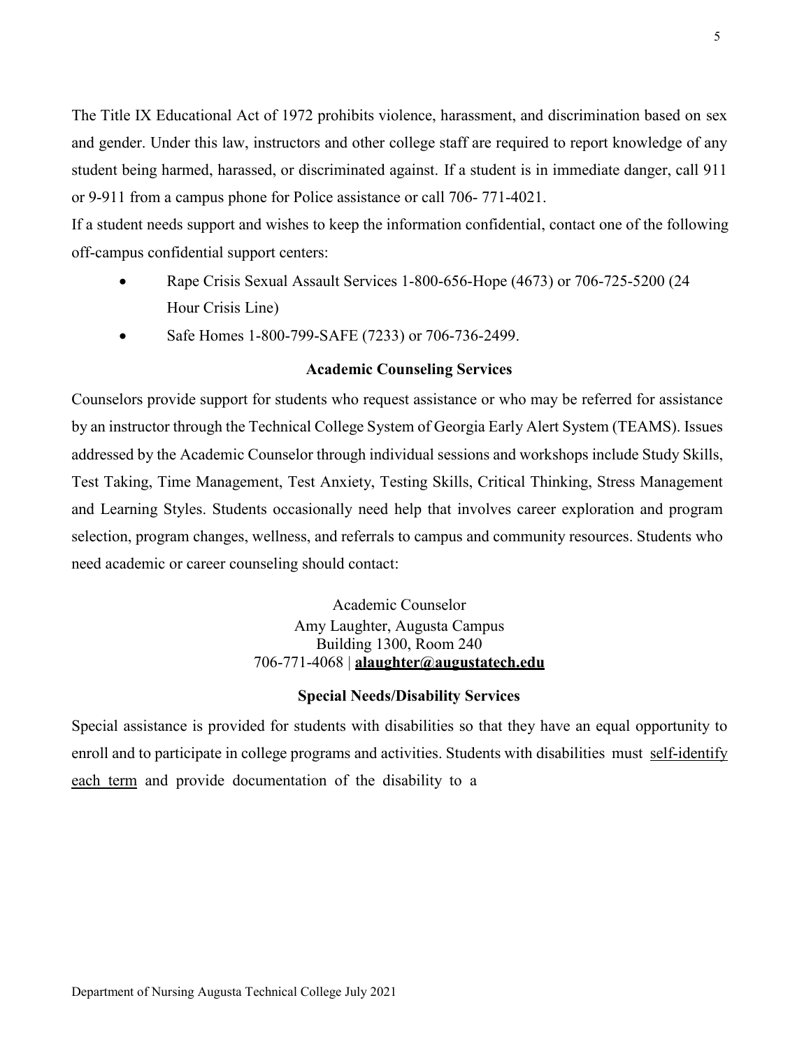The Title IX Educational Act of 1972 prohibits violence, harassment, and discrimination based on sex and gender. Under this law, instructors and other college staff are required to report knowledge of any student being harmed, harassed, or discriminated against. If a student is in immediate danger, call 911 or 9-911 from a campus phone for Police assistance or call 706- 771-4021.

If a student needs support and wishes to keep the information confidential, contact one of the following off-campus confidential support centers:

- Rape Crisis Sexual Assault Services 1-800-656-Hope (4673) or 706-725-5200 (24 Hour Crisis Line)
- Safe Homes 1-800-799-SAFE (7233) or 706-736-2499.

### Academic Counseling Services

Counselors provide support for students who request assistance or who may be referred for assistance by an instructor through the Technical College System of Georgia Early Alert System (TEAMS). Issues addressed by the Academic Counselor through individual sessions and workshops include Study Skills, Test Taking, Time Management, Test Anxiety, Testing Skills, Critical Thinking, Stress Management and Learning Styles. Students occasionally need help that involves career exploration and program selection, program changes, wellness, and referrals to campus and community resources. Students who need academic or career counseling should contact:

Academic Counselor
Amy Laughter, Augusta Campus
Building 1300, Room 240
706-771-4068 | **alaughter@augustatech.edu**

### Special Needs/Disability Services

Special assistance is provided for students with disabilities so that they have an equal opportunity to enroll and to participate in college programs and activities. Students with disabilities must self-identify each term and provide documentation of the disability to a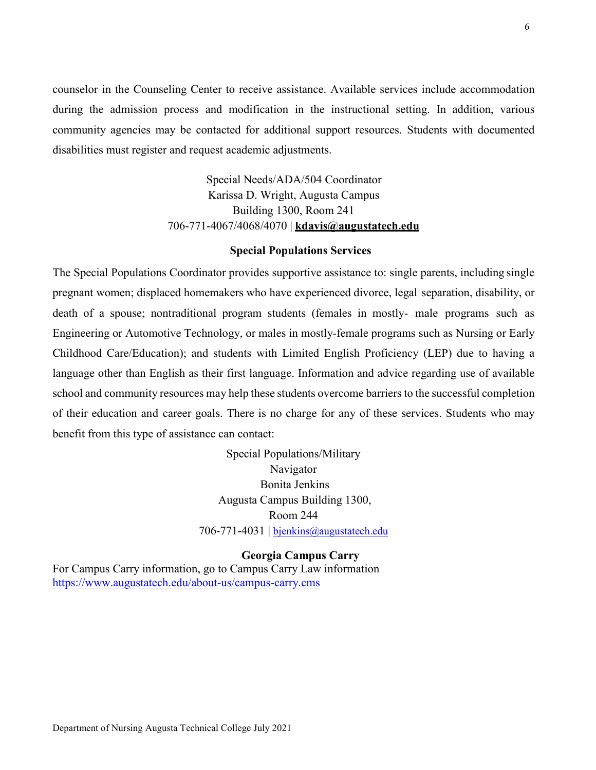counselor in the Counseling Center to receive assistance. Available services include accommodation during the admission process and modification in the instructional setting. In addition, various community agencies may be contacted for additional support resources. Students with documented disabilities must register and request academic adjustments.

Special Needs/ADA/504 Coordinator
Karissa D. Wright, Augusta Campus
Building 1300, Room 241
706-771-4067/4068/4070 | **kdavis@augustatech.edu**

**Special Populations Services**

The Special Populations Coordinator provides supportive assistance to: single parents, including single pregnant women; displaced homemakers who have experienced divorce, legal separation, disability, or death of a spouse; nontraditional program students (females in mostly- male programs such as Engineering or Automotive Technology, or males in mostly-female programs such as Nursing or Early Childhood Care/Education); and students with Limited English Proficiency (LEP) due to having a language other than English as their first language. Information and advice regarding use of available school and community resources may help these students overcome barriers to the successful completion of their education and career goals. There is no charge for any of these services. Students who may benefit from this type of assistance can contact:

Special Populations/Military
Navigator
Bonita Jenkins
Augusta Campus Building 1300,
Room 244
706-771-4031 | bjenkins@augustatech.edu

**Georgia Campus Carry**

For Campus Carry information, go to Campus Carry Law information
https://www.augustatech.edu/about-us/campus-carry.cms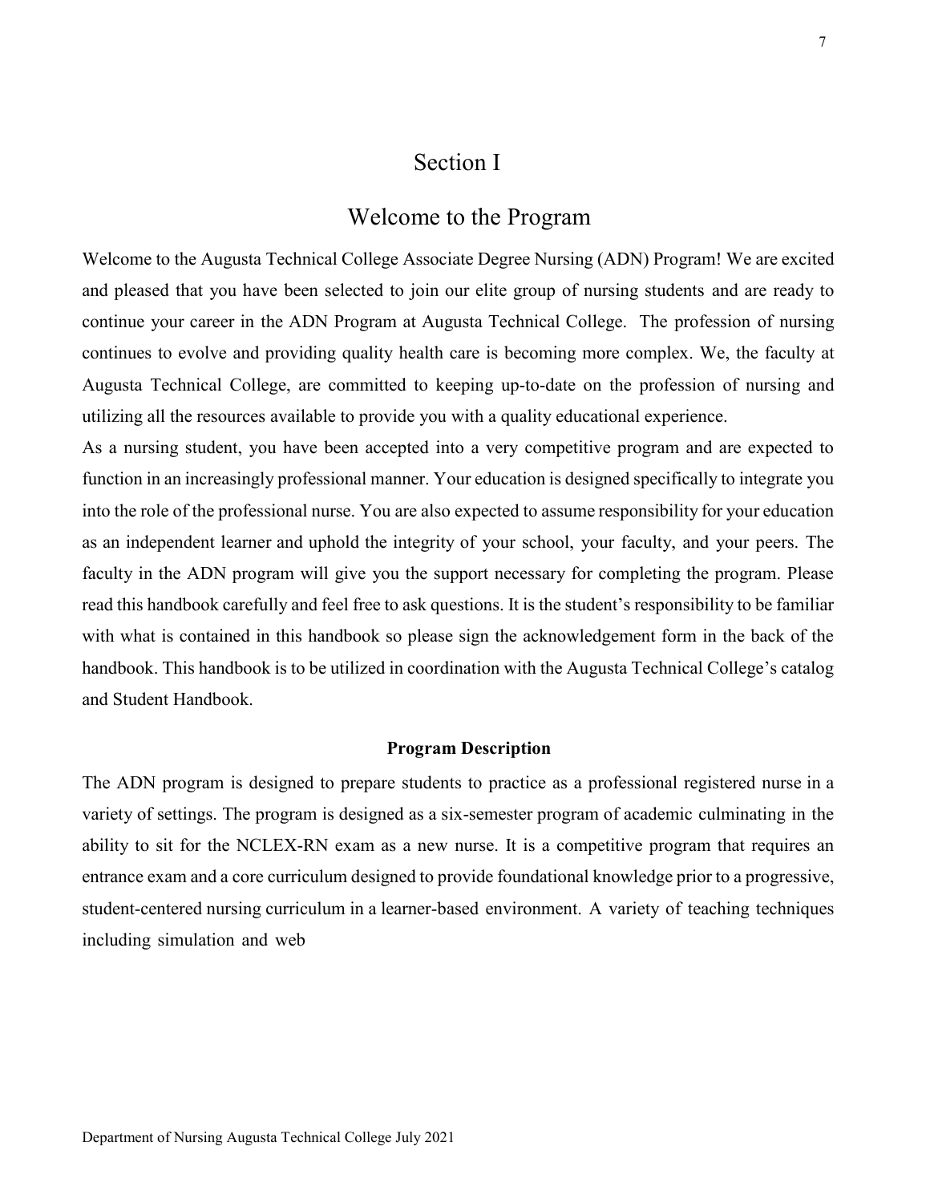# Section I

## Welcome to the Program

Welcome to the Augusta Technical College Associate Degree Nursing (ADN) Program! We are excited and pleased that you have been selected to join our elite group of nursing students and are ready to continue your career in the ADN Program at Augusta Technical College. The profession of nursing continues to evolve and providing quality health care is becoming more complex. We, the faculty at Augusta Technical College, are committed to keeping up-to-date on the profession of nursing and utilizing all the resources available to provide you with a quality educational experience.

As a nursing student, you have been accepted into a very competitive program and are expected to function in an increasingly professional manner. Your education is designed specifically to integrate you into the role of the professional nurse. You are also expected to assume responsibility for your education as an independent learner and uphold the integrity of your school, your faculty, and your peers. The faculty in the ADN program will give you the support necessary for completing the program. Please read this handbook carefully and feel free to ask questions. It is the student's responsibility to be familiar with what is contained in this handbook so please sign the acknowledgement form in the back of the handbook. This handbook is to be utilized in coordination with the Augusta Technical College's catalog and Student Handbook.

### Program Description

The ADN program is designed to prepare students to practice as a professional registered nurse in a variety of settings. The program is designed as a six-semester program of academic culminating in the ability to sit for the NCLEX-RN exam as a new nurse. It is a competitive program that requires an entrance exam and a core curriculum designed to provide foundational knowledge prior to a progressive, student-centered nursing curriculum in a learner-based environment. A variety of teaching techniques including simulation and web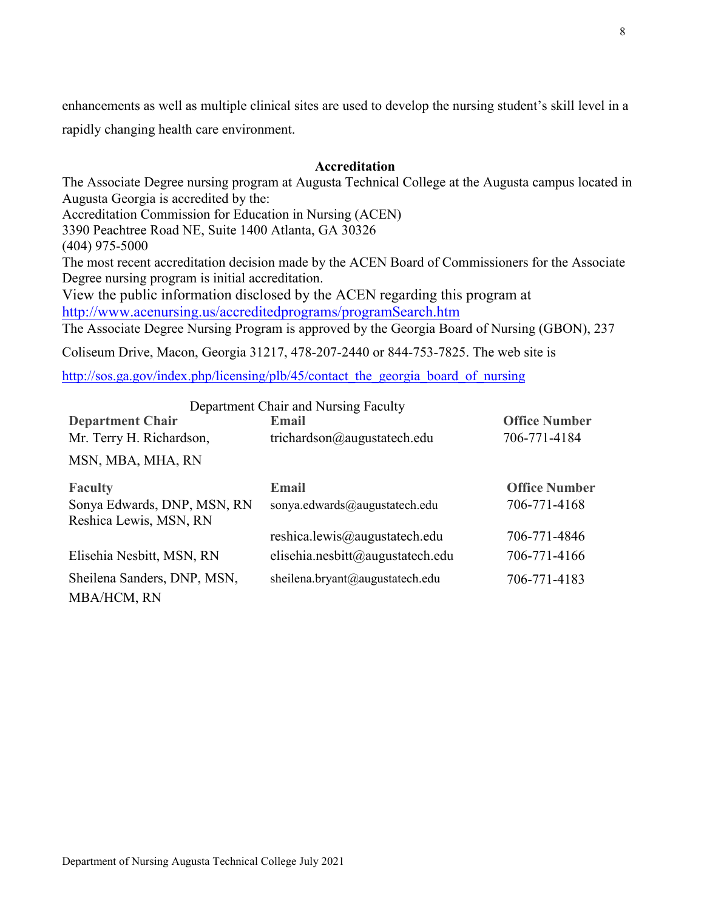enhancements as well as multiple clinical sites are used to develop the nursing student's skill level in a rapidly changing health care environment.

## Accreditation

The Associate Degree nursing program at Augusta Technical College at the Augusta campus located in Augusta Georgia is accredited by the:
Accreditation Commission for Education in Nursing (ACEN)
3390 Peachtree Road NE, Suite 1400 Atlanta, GA 30326
(404) 975-5000
The most recent accreditation decision made by the ACEN Board of Commissioners for the Associate Degree nursing program is initial accreditation.
View the public information disclosed by the ACEN regarding this program at
http://www.acenursing.us/accreditedprograms/programSearch.htm
The Associate Degree Nursing Program is approved by the Georgia Board of Nursing (GBON), 237 Coliseum Drive, Macon, Georgia 31217, 478-207-2440 or 844-753-7825. The web site is
http://sos.ga.gov/index.php/licensing/plb/45/contact_the_georgia_board_of_nursing

Department Chair and Nursing Faculty

| Department Chair | Email | Office Number |
|---|---|---|
| Mr. Terry H. Richardson, MSN, MBA, MHA, RN | trichardson@augustatech.edu | 706-771-4184 |

| Faculty | Email | Office Number |
|---|---|---|
| Sonya Edwards, DNP, MSN, RN | sonya.edwards@augustatech.edu | 706-771-4168 |
| Reshica Lewis, MSN, RN | reshica.lewis@augustatech.edu | 706-771-4846 |
| Elisehia Nesbitt, MSN, RN | elisehia.nesbitt@augustatech.edu | 706-771-4166 |
| Sheilena Sanders, DNP, MSN, MBA/HCM, RN | sheilena.bryant@augustatech.edu | 706-771-4183 |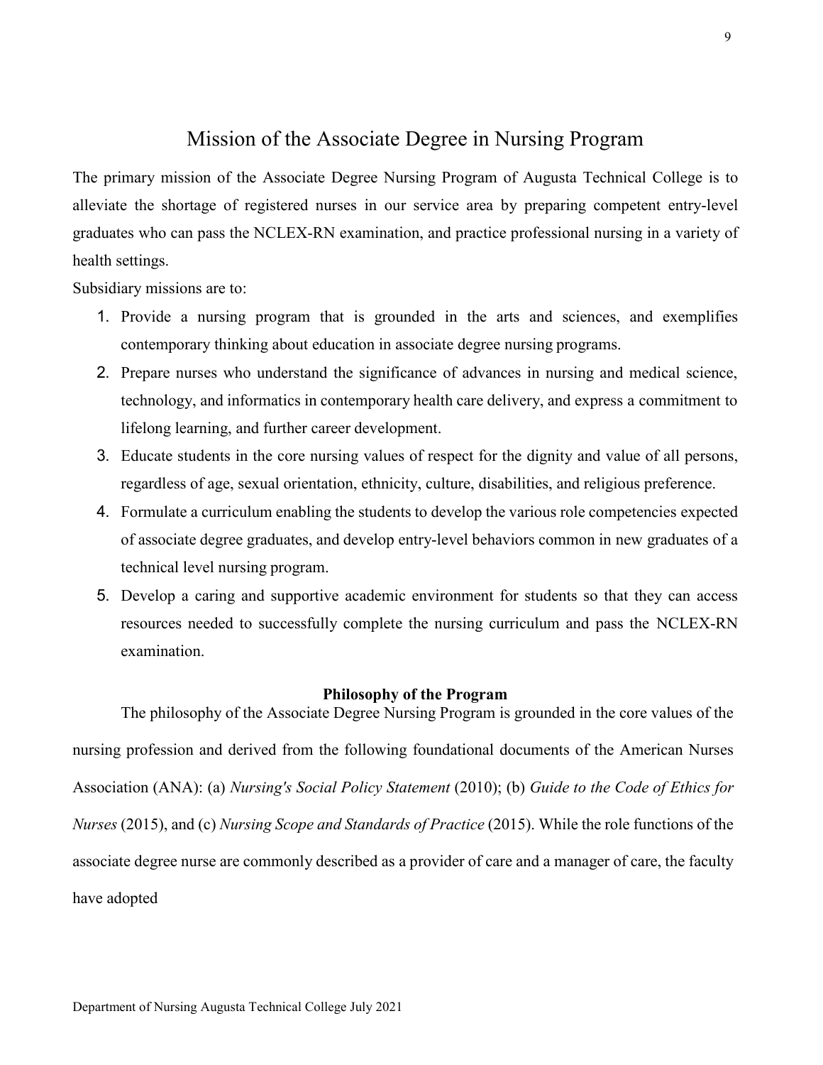# Mission of the Associate Degree in Nursing Program

The primary mission of the Associate Degree Nursing Program of Augusta Technical College is to alleviate the shortage of registered nurses in our service area by preparing competent entry-level graduates who can pass the NCLEX-RN examination, and practice professional nursing in a variety of health settings.

Subsidiary missions are to:

1. Provide a nursing program that is grounded in the arts and sciences, and exemplifies contemporary thinking about education in associate degree nursing programs.
2. Prepare nurses who understand the significance of advances in nursing and medical science, technology, and informatics in contemporary health care delivery, and express a commitment to lifelong learning, and further career development.
3. Educate students in the core nursing values of respect for the dignity and value of all persons, regardless of age, sexual orientation, ethnicity, culture, disabilities, and religious preference.
4. Formulate a curriculum enabling the students to develop the various role competencies expected of associate degree graduates, and develop entry-level behaviors common in new graduates of a technical level nursing program.
5. Develop a caring and supportive academic environment for students so that they can access resources needed to successfully complete the nursing curriculum and pass the NCLEX-RN examination.

### Philosophy of the Program

The philosophy of the Associate Degree Nursing Program is grounded in the core values of the nursing profession and derived from the following foundational documents of the American Nurses Association (ANA): (a) *Nursing's Social Policy Statement* (2010); (b) *Guide to the Code of Ethics for Nurses* (2015), and (c) *Nursing Scope and Standards of Practice* (2015). While the role functions of the associate degree nurse are commonly described as a provider of care and a manager of care, the faculty have adopted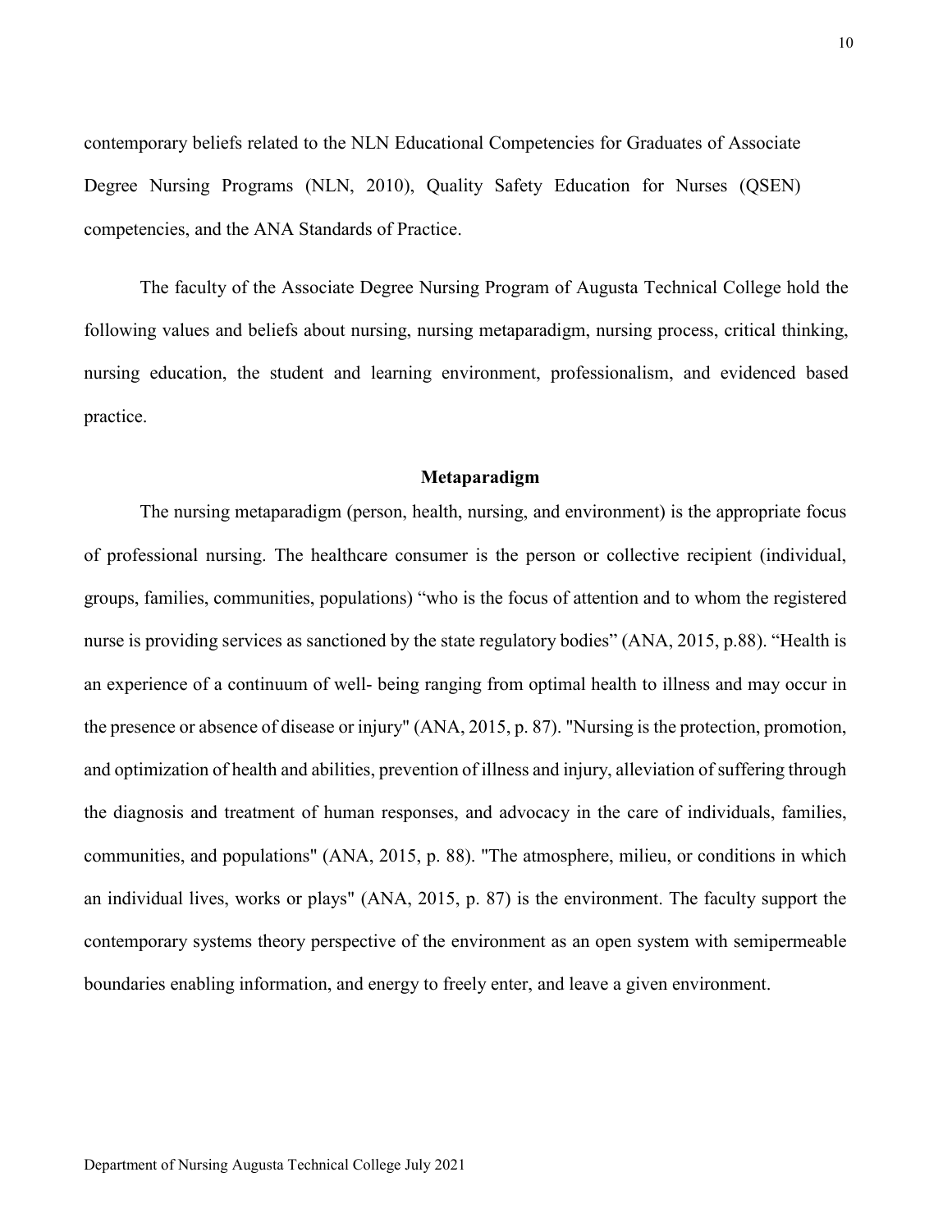contemporary beliefs related to the NLN Educational Competencies for Graduates of Associate Degree Nursing Programs (NLN, 2010), Quality Safety Education for Nurses (QSEN) competencies, and the ANA Standards of Practice.

The faculty of the Associate Degree Nursing Program of Augusta Technical College hold the following values and beliefs about nursing, nursing metaparadigm, nursing process, critical thinking, nursing education, the student and learning environment, professionalism, and evidenced based practice.

## Metaparadigm

The nursing metaparadigm (person, health, nursing, and environment) is the appropriate focus of professional nursing. The healthcare consumer is the person or collective recipient (individual, groups, families, communities, populations) "who is the focus of attention and to whom the registered nurse is providing services as sanctioned by the state regulatory bodies" (ANA, 2015, p.88). "Health is an experience of a continuum of well- being ranging from optimal health to illness and may occur in the presence or absence of disease or injury" (ANA, 2015, p. 87). "Nursing is the protection, promotion, and optimization of health and abilities, prevention of illness and injury, alleviation of suffering through the diagnosis and treatment of human responses, and advocacy in the care of individuals, families, communities, and populations" (ANA, 2015, p. 88). "The atmosphere, milieu, or conditions in which an individual lives, works or plays" (ANA, 2015, p. 87) is the environment. The faculty support the contemporary systems theory perspective of the environment as an open system with semipermeable boundaries enabling information, and energy to freely enter, and leave a given environment.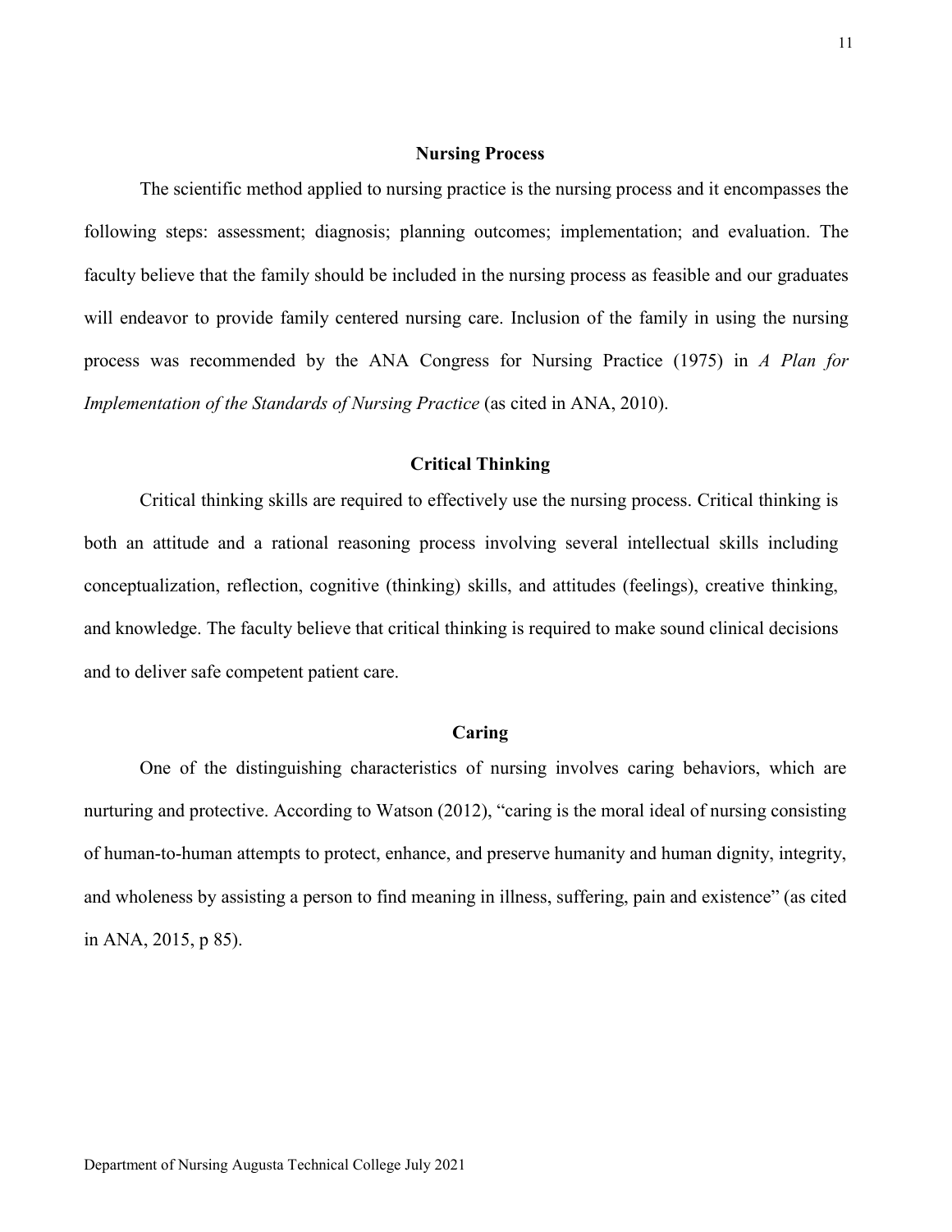## Nursing Process

The scientific method applied to nursing practice is the nursing process and it encompasses the following steps: assessment; diagnosis; planning outcomes; implementation; and evaluation. The faculty believe that the family should be included in the nursing process as feasible and our graduates will endeavor to provide family centered nursing care. Inclusion of the family in using the nursing process was recommended by the ANA Congress for Nursing Practice (1975) in *A Plan for Implementation of the Standards of Nursing Practice* (as cited in ANA, 2010).

## Critical Thinking

Critical thinking skills are required to effectively use the nursing process. Critical thinking is both an attitude and a rational reasoning process involving several intellectual skills including conceptualization, reflection, cognitive (thinking) skills, and attitudes (feelings), creative thinking, and knowledge. The faculty believe that critical thinking is required to make sound clinical decisions and to deliver safe competent patient care.

## Caring

One of the distinguishing characteristics of nursing involves caring behaviors, which are nurturing and protective. According to Watson (2012), "caring is the moral ideal of nursing consisting of human-to-human attempts to protect, enhance, and preserve humanity and human dignity, integrity, and wholeness by assisting a person to find meaning in illness, suffering, pain and existence" (as cited in ANA, 2015, p 85).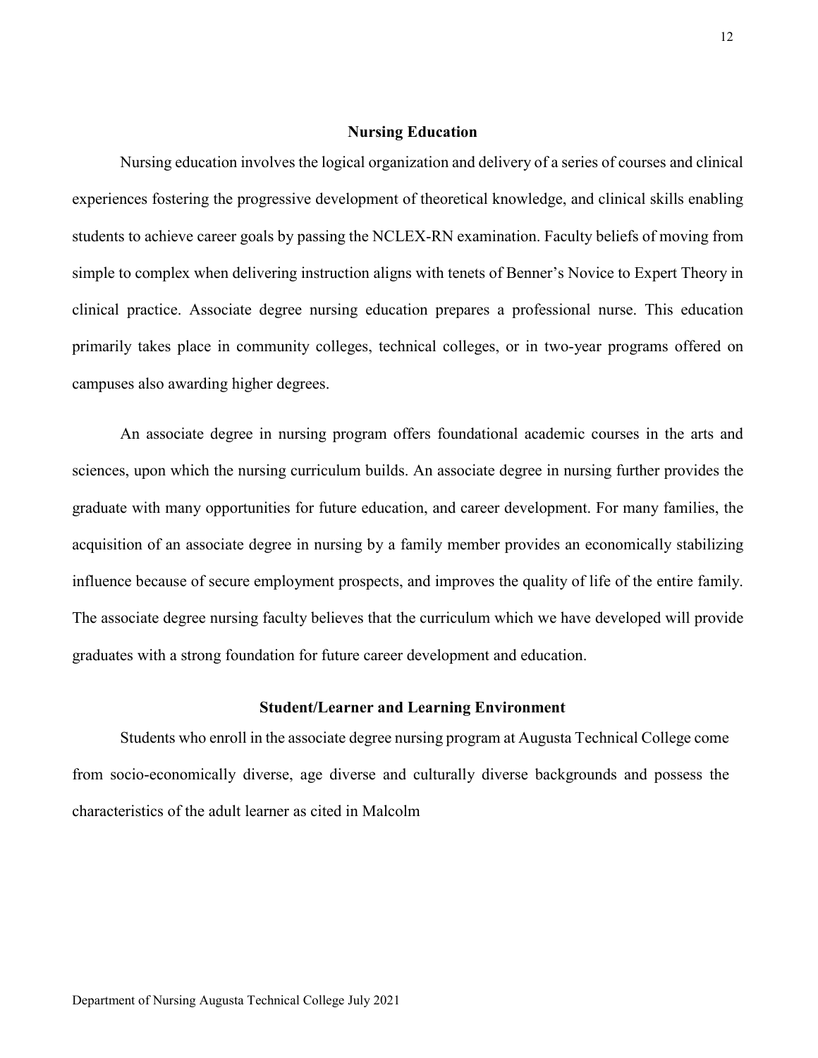## Nursing Education

Nursing education involves the logical organization and delivery of a series of courses and clinical experiences fostering the progressive development of theoretical knowledge, and clinical skills enabling students to achieve career goals by passing the NCLEX-RN examination. Faculty beliefs of moving from simple to complex when delivering instruction aligns with tenets of Benner's Novice to Expert Theory in clinical practice. Associate degree nursing education prepares a professional nurse. This education primarily takes place in community colleges, technical colleges, or in two-year programs offered on campuses also awarding higher degrees.

An associate degree in nursing program offers foundational academic courses in the arts and sciences, upon which the nursing curriculum builds. An associate degree in nursing further provides the graduate with many opportunities for future education, and career development. For many families, the acquisition of an associate degree in nursing by a family member provides an economically stabilizing influence because of secure employment prospects, and improves the quality of life of the entire family. The associate degree nursing faculty believes that the curriculum which we have developed will provide graduates with a strong foundation for future career development and education.

## Student/Learner and Learning Environment

Students who enroll in the associate degree nursing program at Augusta Technical College come from socio-economically diverse, age diverse and culturally diverse backgrounds and possess the characteristics of the adult learner as cited in Malcolm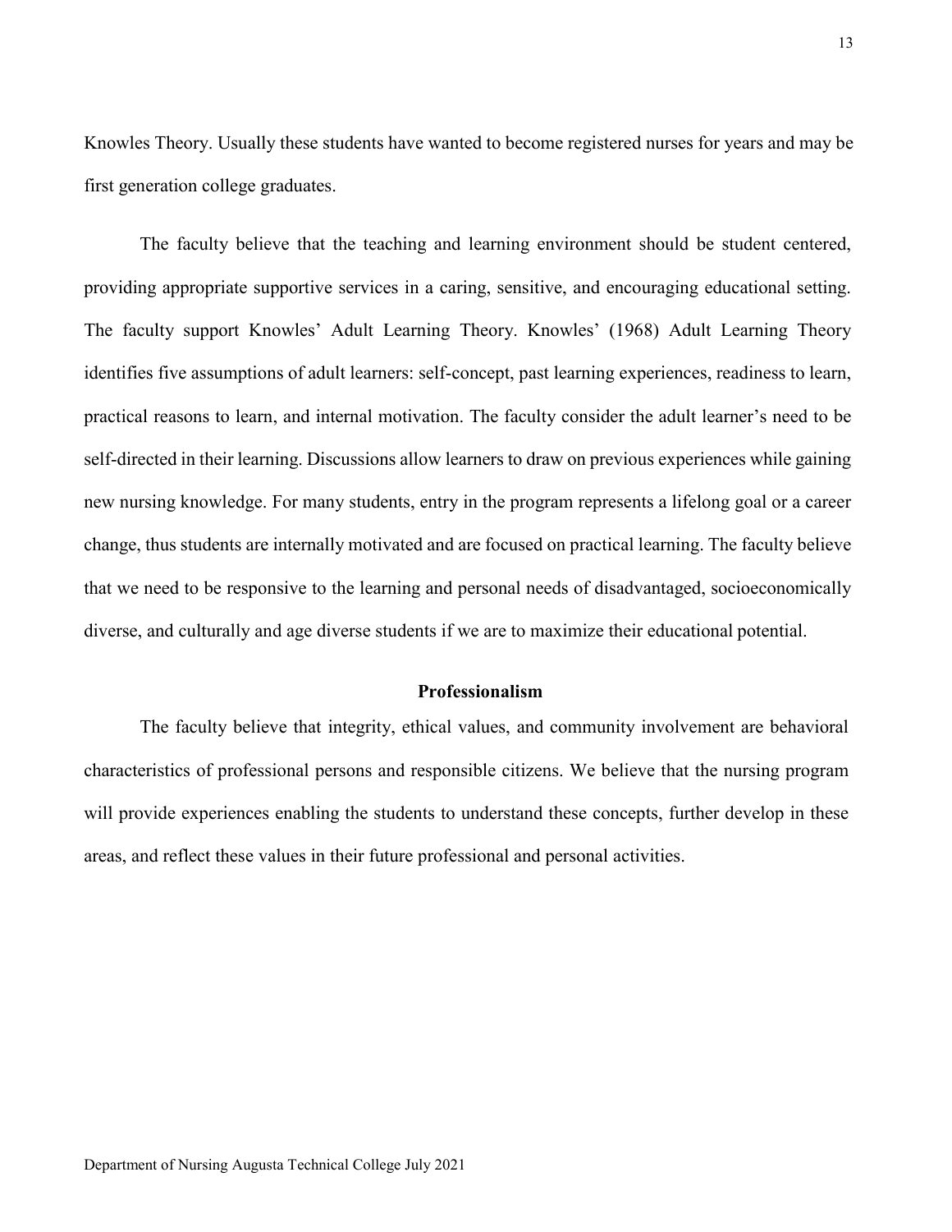Knowles Theory. Usually these students have wanted to become registered nurses for years and may be first generation college graduates.

The faculty believe that the teaching and learning environment should be student centered, providing appropriate supportive services in a caring, sensitive, and encouraging educational setting. The faculty support Knowles' Adult Learning Theory. Knowles' (1968) Adult Learning Theory identifies five assumptions of adult learners: self-concept, past learning experiences, readiness to learn, practical reasons to learn, and internal motivation. The faculty consider the adult learner's need to be self-directed in their learning. Discussions allow learners to draw on previous experiences while gaining new nursing knowledge. For many students, entry in the program represents a lifelong goal or a career change, thus students are internally motivated and are focused on practical learning. The faculty believe that we need to be responsive to the learning and personal needs of disadvantaged, socioeconomically diverse, and culturally and age diverse students if we are to maximize their educational potential.

## Professionalism

The faculty believe that integrity, ethical values, and community involvement are behavioral characteristics of professional persons and responsible citizens. We believe that the nursing program will provide experiences enabling the students to understand these concepts, further develop in these areas, and reflect these values in their future professional and personal activities.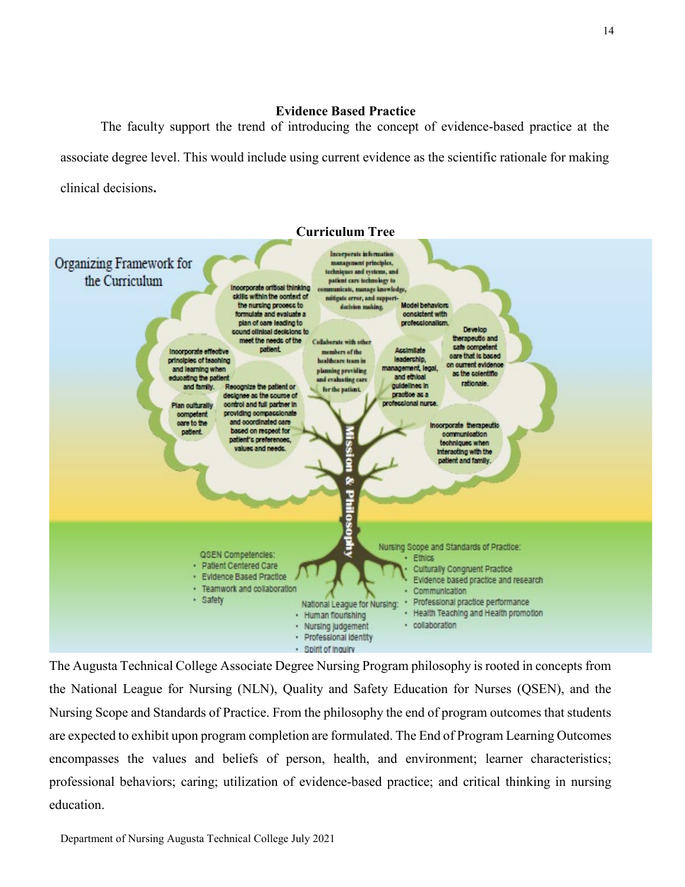### Evidence Based Practice

The faculty support the trend of introducing the concept of evidence-based practice at the associate degree level. This would include using current evidence as the scientific rationale for making clinical decisions**.**

### Curriculum Tree

Organizing Framework for the Curriculum

- Incorporate information management principles, techniques and systems, and patient care technology to communicate, manage knowledge, mitigate error, and support decision making.
- Incorporate critical thinking skills within the context of the nursing process to formulate and evaluate a plan of care leading to sound clinical decisions to meet the needs of the patient.
- Model behaviors consistent with professionalism.
- Develop therapeutic and safe competent care that is based on current evidence as the scientific rationale.
- Incorporate effective principles of teaching and learning when educating the patient and family.
- Collaborate with other members of the healthcare team in planning providing and evaluating care for the patient.
- Assimilate leadership, management, legal, and ethical guidelines in practice as a professional nurse.
- Recognize the patient or designee as the source of control and full partner in providing compassionate and coordinated care based on respect for patient's preferences, values and needs.
- Plan culturally competent care to the patient.
- Incorporate therapeutic communication techniques when interacting with the patient and family.

Mission & Philosophy

QSEN Competencies:
- Patient Centered Care
- Evidence Based Practice
- Teamwork and collaboration
- Safety

National League for Nursing:
- Human flourishing
- Nursing judgement
- Professional Identity
- Spirit of Inquiry

Nursing Scope and Standards of Practice:
- Ethics
- Culturally Congruent Practice
- Evidence based practice and research
- Communication
- Professional practice performance
- Health Teaching and Health promotion
- collaboration

The Augusta Technical College Associate Degree Nursing Program philosophy is rooted in concepts from the National League for Nursing (NLN), Quality and Safety Education for Nurses (QSEN), and the Nursing Scope and Standards of Practice. From the philosophy the end of program outcomes that students are expected to exhibit upon program completion are formulated. The End of Program Learning Outcomes encompasses the values and beliefs of person, health, and environment; learner characteristics; professional behaviors; caring; utilization of evidence-based practice; and critical thinking in nursing education.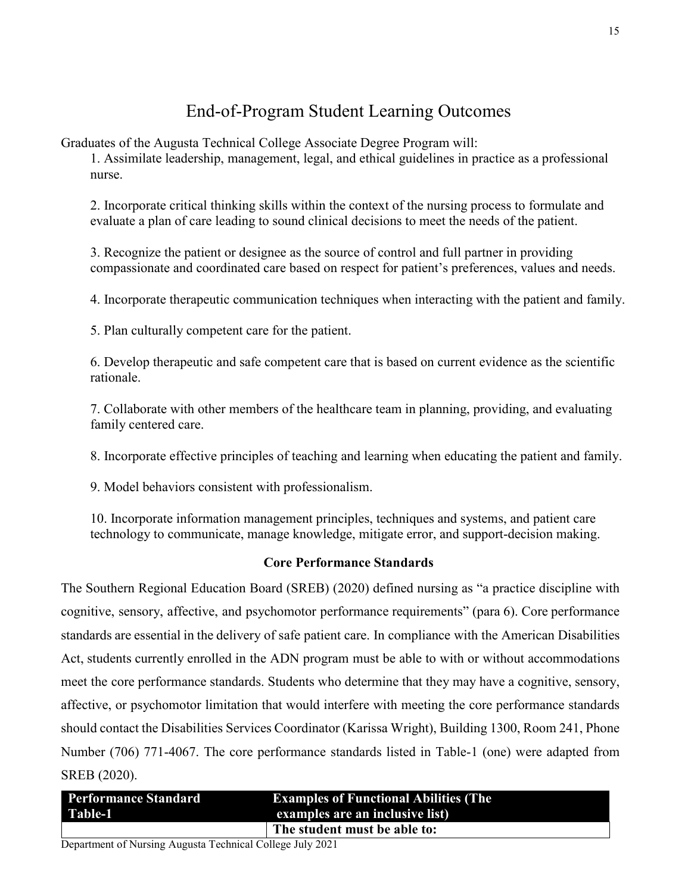# End-of-Program Student Learning Outcomes

Graduates of the Augusta Technical College Associate Degree Program will:

1. Assimilate leadership, management, legal, and ethical guidelines in practice as a professional nurse.

2. Incorporate critical thinking skills within the context of the nursing process to formulate and evaluate a plan of care leading to sound clinical decisions to meet the needs of the patient.

3. Recognize the patient or designee as the source of control and full partner in providing compassionate and coordinated care based on respect for patient's preferences, values and needs.

4. Incorporate therapeutic communication techniques when interacting with the patient and family.

5. Plan culturally competent care for the patient.

6. Develop therapeutic and safe competent care that is based on current evidence as the scientific rationale.

7. Collaborate with other members of the healthcare team in planning, providing, and evaluating family centered care.

8. Incorporate effective principles of teaching and learning when educating the patient and family.

9. Model behaviors consistent with professionalism.

10. Incorporate information management principles, techniques and systems, and patient care technology to communicate, manage knowledge, mitigate error, and support-decision making.

### Core Performance Standards

The Southern Regional Education Board (SREB) (2020) defined nursing as "a practice discipline with cognitive, sensory, affective, and psychomotor performance requirements" (para 6). Core performance standards are essential in the delivery of safe patient care. In compliance with the American Disabilities Act, students currently enrolled in the ADN program must be able to with or without accommodations meet the core performance standards. Students who determine that they may have a cognitive, sensory, affective, or psychomotor limitation that would interfere with meeting the core performance standards should contact the Disabilities Services Coordinator (Karissa Wright), Building 1300, Room 241, Phone Number (706) 771-4067. The core performance standards listed in Table-1 (one) were adapted from SREB (2020).

| Performance Standard Table-1 | Examples of Functional Abilities (The examples are an inclusive list) |
|---|---|
| | **The student must be able to:** |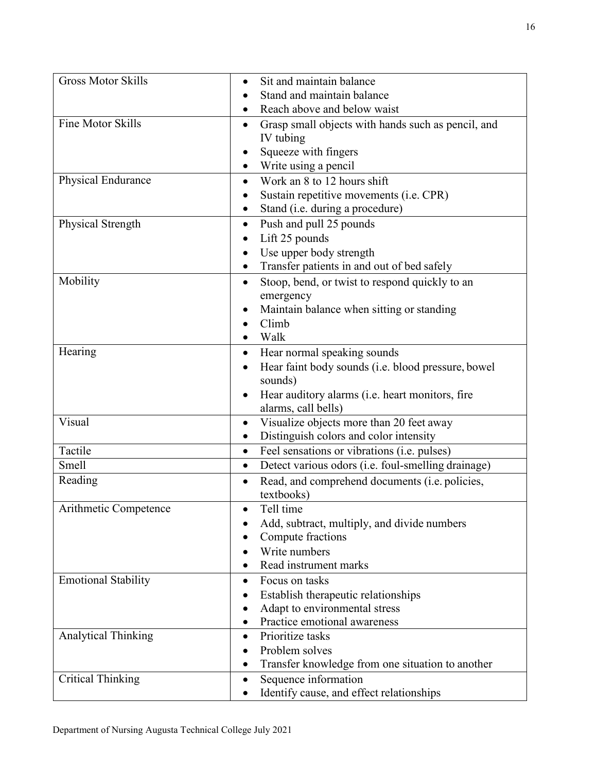| | |
|---|---|
| Gross Motor Skills | • Sit and maintain balance<br>• Stand and maintain balance<br>• Reach above and below waist |
| Fine Motor Skills | • Grasp small objects with hands such as pencil, and IV tubing<br>• Squeeze with fingers<br>• Write using a pencil |
| Physical Endurance | • Work an 8 to 12 hours shift<br>• Sustain repetitive movements (i.e. CPR)<br>• Stand (i.e. during a procedure) |
| Physical Strength | • Push and pull 25 pounds<br>• Lift 25 pounds<br>• Use upper body strength<br>• Transfer patients in and out of bed safely |
| Mobility | • Stoop, bend, or twist to respond quickly to an emergency<br>• Maintain balance when sitting or standing<br>• Climb<br>• Walk |
| Hearing | • Hear normal speaking sounds<br>• Hear faint body sounds (i.e. blood pressure, bowel sounds)<br>• Hear auditory alarms (i.e. heart monitors, fire alarms, call bells) |
| Visual | • Visualize objects more than 20 feet away<br>• Distinguish colors and color intensity |
| Tactile | • Feel sensations or vibrations (i.e. pulses) |
| Smell | • Detect various odors (i.e. foul-smelling drainage) |
| Reading | • Read, and comprehend documents (i.e. policies, textbooks) |
| Arithmetic Competence | • Tell time<br>• Add, subtract, multiply, and divide numbers<br>• Compute fractions<br>• Write numbers<br>• Read instrument marks |
| Emotional Stability | • Focus on tasks<br>• Establish therapeutic relationships<br>• Adapt to environmental stress<br>• Practice emotional awareness |
| Analytical Thinking | • Prioritize tasks<br>• Problem solves<br>• Transfer knowledge from one situation to another |
| Critical Thinking | • Sequence information<br>• Identify cause, and effect relationships |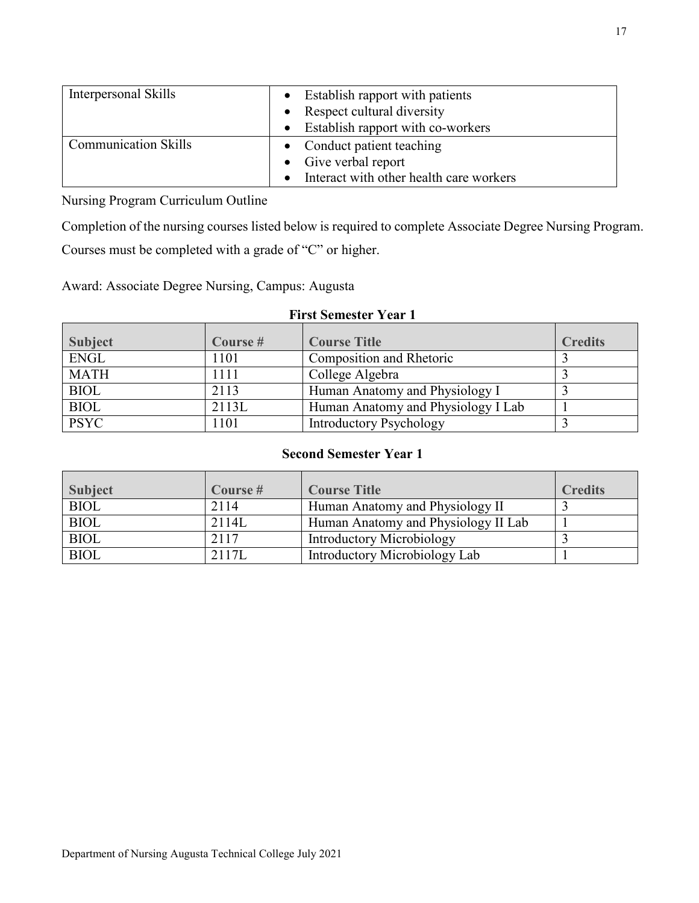| Interpersonal Skills | • Establish rapport with patients<br>• Respect cultural diversity<br>• Establish rapport with co-workers |
|---|---|
| Communication Skills | • Conduct patient teaching<br>• Give verbal report<br>• Interact with other health care workers |

Nursing Program Curriculum Outline

Completion of the nursing courses listed below is required to complete Associate Degree Nursing Program. Courses must be completed with a grade of "C" or higher.

Award: Associate Degree Nursing, Campus: Augusta

**First Semester Year 1**

| Subject | Course # | Course Title | Credits |
|---|---|---|---|
| ENGL | 1101 | Composition and Rhetoric | 3 |
| MATH | 1111 | College Algebra | 3 |
| BIOL | 2113 | Human Anatomy and Physiology I | 3 |
| BIOL | 2113L | Human Anatomy and Physiology I Lab | 1 |
| PSYC | 1101 | Introductory Psychology | 3 |

**Second Semester Year 1**

| Subject | Course # | Course Title | Credits |
|---|---|---|---|
| BIOL | 2114 | Human Anatomy and Physiology II | 3 |
| BIOL | 2114L | Human Anatomy and Physiology II Lab | 1 |
| BIOL | 2117 | Introductory Microbiology | 3 |
| BIOL | 2117L | Introductory Microbiology Lab | 1 |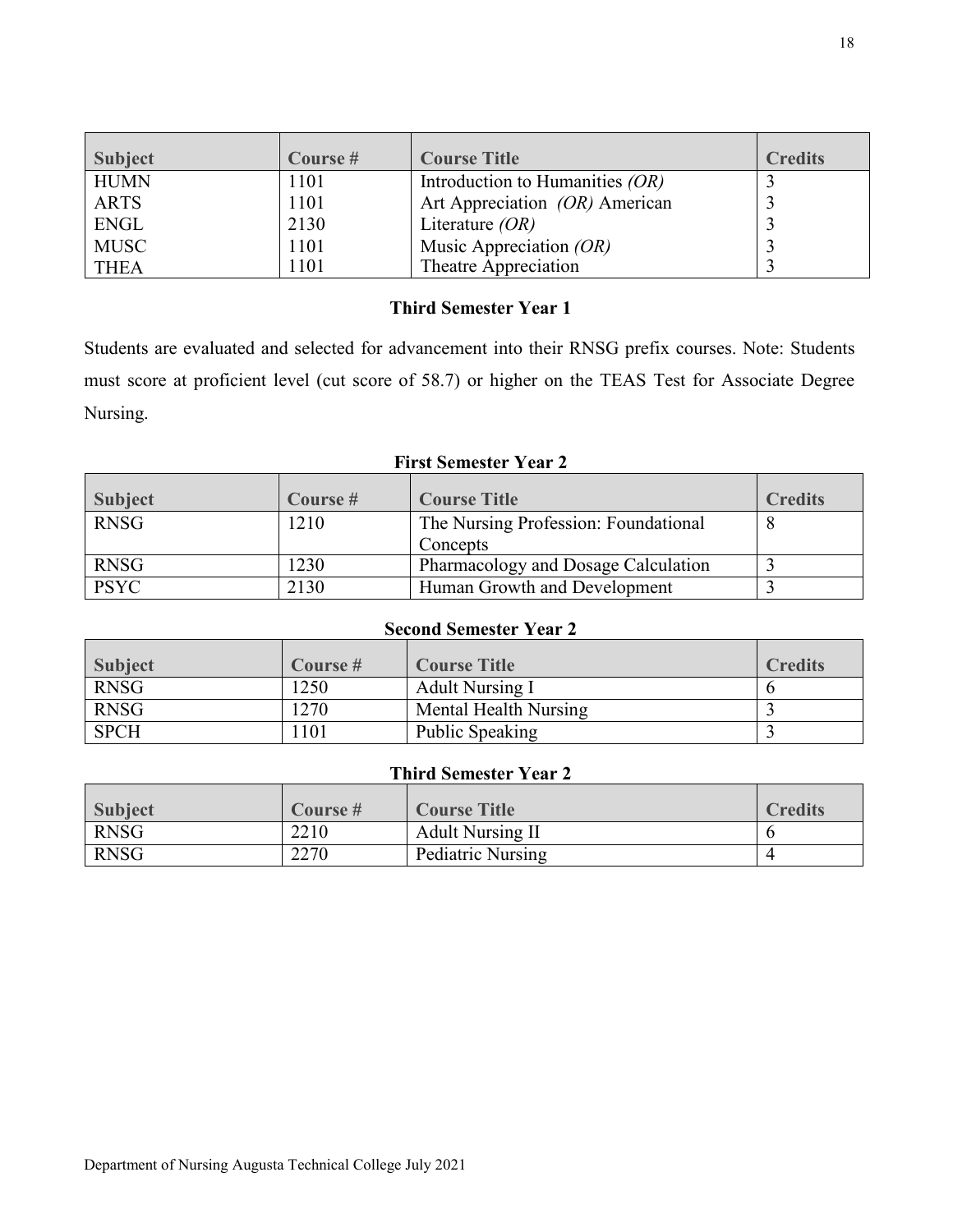| Subject | Course # | Course Title | Credits |
| --- | --- | --- | --- |
| HUMN | 1101 | Introduction to Humanities *(OR)* | 3 |
| ARTS | 1101 | Art Appreciation *(OR)* American | 3 |
| ENGL | 2130 | Literature *(OR)* | 3 |
| MUSC | 1101 | Music Appreciation *(OR)* | 3 |
| THEA | 1101 | Theatre Appreciation | 3 |

### Third Semester Year 1

Students are evaluated and selected for advancement into their RNSG prefix courses. Note: Students must score at proficient level (cut score of 58.7) or higher on the TEAS Test for Associate Degree Nursing.

### First Semester Year 2

| Subject | Course # | Course Title | Credits |
| --- | --- | --- | --- |
| RNSG | 1210 | The Nursing Profession: Foundational Concepts | 8 |
| RNSG | 1230 | Pharmacology and Dosage Calculation | 3 |
| PSYC | 2130 | Human Growth and Development | 3 |

### Second Semester Year 2

| Subject | Course # | Course Title | Credits |
| --- | --- | --- | --- |
| RNSG | 1250 | Adult Nursing I | 6 |
| RNSG | 1270 | Mental Health Nursing | 3 |
| SPCH | 1101 | Public Speaking | 3 |

### Third Semester Year 2

| Subject | Course # | Course Title | Credits |
| --- | --- | --- | --- |
| RNSG | 2210 | Adult Nursing II | 6 |
| RNSG | 2270 | Pediatric Nursing | 4 |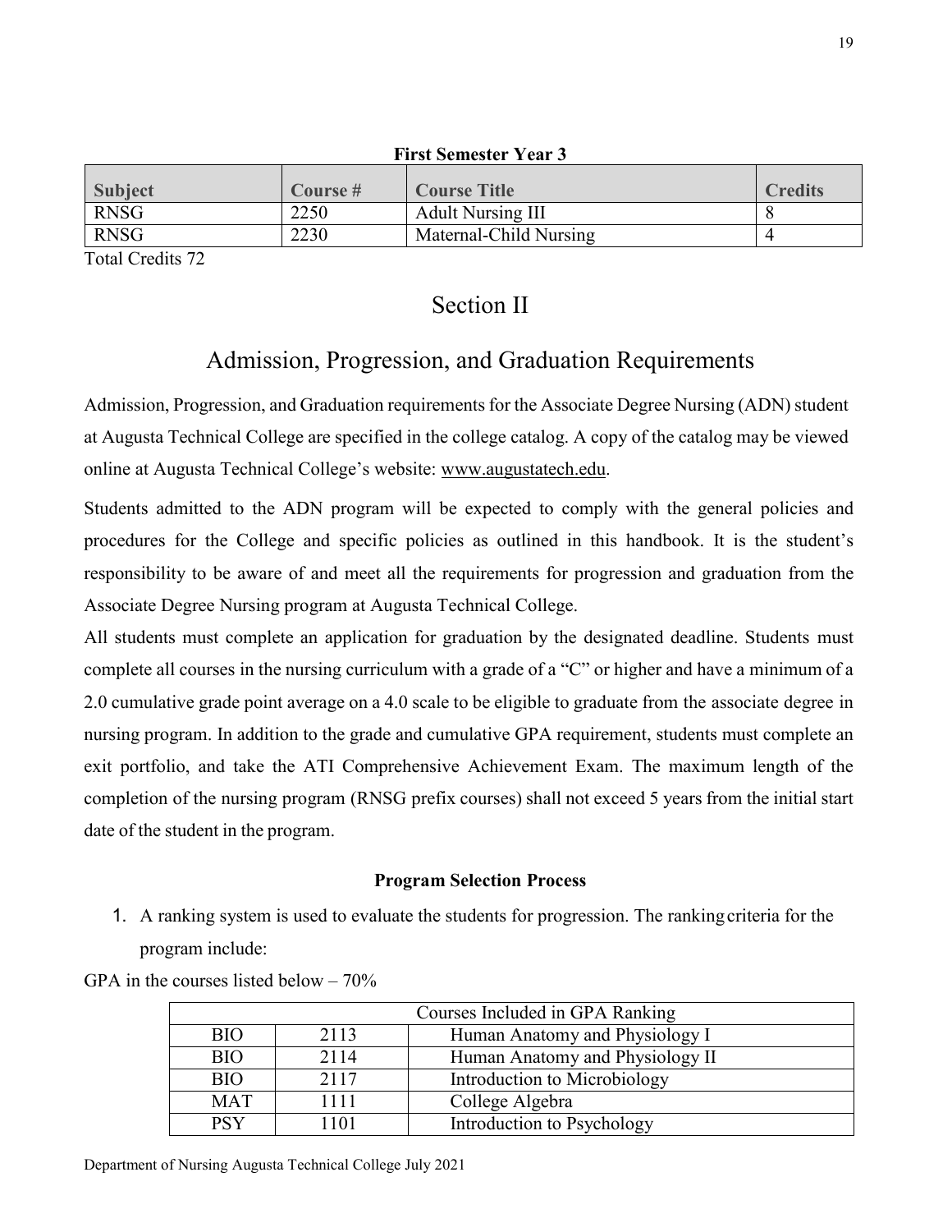**First Semester Year 3**

| Subject | Course # | Course Title | Credits |
|---|---|---|---|
| RNSG | 2250 | Adult Nursing III | 8 |
| RNSG | 2230 | Maternal-Child Nursing | 4 |

Total Credits 72

# Section II

## Admission, Progression, and Graduation Requirements

Admission, Progression, and Graduation requirements for the Associate Degree Nursing (ADN) student at Augusta Technical College are specified in the college catalog. A copy of the catalog may be viewed online at Augusta Technical College's website: www.augustatech.edu.

Students admitted to the ADN program will be expected to comply with the general policies and procedures for the College and specific policies as outlined in this handbook. It is the student's responsibility to be aware of and meet all the requirements for progression and graduation from the Associate Degree Nursing program at Augusta Technical College.

All students must complete an application for graduation by the designated deadline. Students must complete all courses in the nursing curriculum with a grade of a "C" or higher and have a minimum of a 2.0 cumulative grade point average on a 4.0 scale to be eligible to graduate from the associate degree in nursing program. In addition to the grade and cumulative GPA requirement, students must complete an exit portfolio, and take the ATI Comprehensive Achievement Exam. The maximum length of the completion of the nursing program (RNSG prefix courses) shall not exceed 5 years from the initial start date of the student in the program.

### Program Selection Process

1. A ranking system is used to evaluate the students for progression. The ranking criteria for the program include:

GPA in the courses listed below – 70%

| Courses Included in GPA Ranking | | |
|---|---|---|
| BIO | 2113 | Human Anatomy and Physiology I |
| BIO | 2114 | Human Anatomy and Physiology II |
| BIO | 2117 | Introduction to Microbiology |
| MAT | 1111 | College Algebra |
| PSY | 1101 | Introduction to Psychology |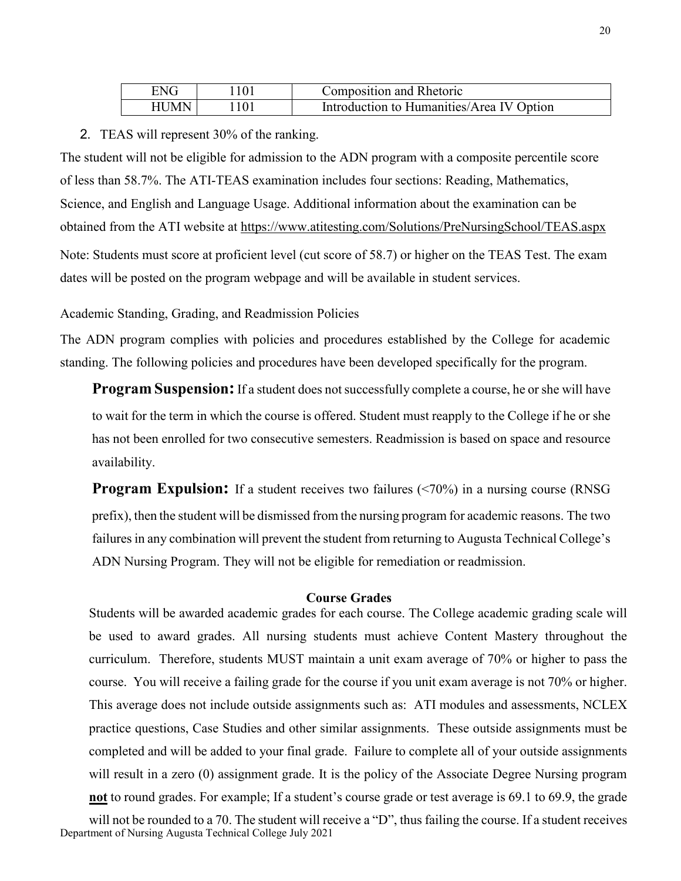| ENG | 1101 | Composition and Rhetoric |
| --- | --- | --- |
| HUMN | 1101 | Introduction to Humanities/Area IV Option |

2. TEAS will represent 30% of the ranking.

The student will not be eligible for admission to the ADN program with a composite percentile score of less than 58.7%. The ATI-TEAS examination includes four sections: Reading, Mathematics, Science, and English and Language Usage. Additional information about the examination can be obtained from the ATI website at https://www.atitesting.com/Solutions/PreNursingSchool/TEAS.aspx

Note: Students must score at proficient level (cut score of 58.7) or higher on the TEAS Test. The exam dates will be posted on the program webpage and will be available in student services.

Academic Standing, Grading, and Readmission Policies

The ADN program complies with policies and procedures established by the College for academic standing. The following policies and procedures have been developed specifically for the program.

**Program Suspension:** If a student does not successfully complete a course, he or she will have to wait for the term in which the course is offered. Student must reapply to the College if he or she has not been enrolled for two consecutive semesters. Readmission is based on space and resource availability.

**Program Expulsion:** If a student receives two failures (<70%) in a nursing course (RNSG prefix), then the student will be dismissed from the nursing program for academic reasons. The two failures in any combination will prevent the student from returning to Augusta Technical College's ADN Nursing Program. They will not be eligible for remediation or readmission.

**Course Grades**

Students will be awarded academic grades for each course. The College academic grading scale will be used to award grades. All nursing students must achieve Content Mastery throughout the curriculum. Therefore, students MUST maintain a unit exam average of 70% or higher to pass the course. You will receive a failing grade for the course if you unit exam average is not 70% or higher. This average does not include outside assignments such as: ATI modules and assessments, NCLEX practice questions, Case Studies and other similar assignments. These outside assignments must be completed and will be added to your final grade. Failure to complete all of your outside assignments will result in a zero (0) assignment grade. It is the policy of the Associate Degree Nursing program **not** to round grades. For example; If a student's course grade or test average is 69.1 to 69.9, the grade will not be rounded to a 70. The student will receive a "D", thus failing the course. If a student receives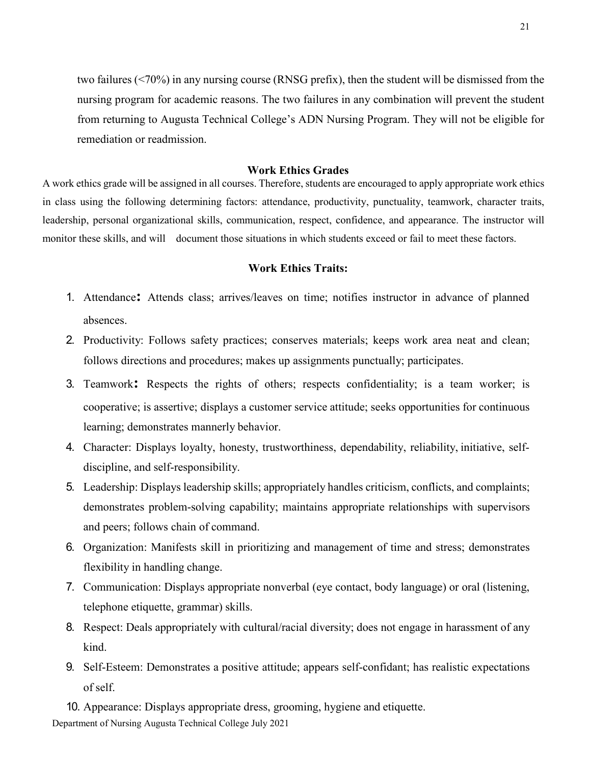two failures (<70%) in any nursing course (RNSG prefix), then the student will be dismissed from the nursing program for academic reasons. The two failures in any combination will prevent the student from returning to Augusta Technical College's ADN Nursing Program. They will not be eligible for remediation or readmission.

### Work Ethics Grades

A work ethics grade will be assigned in all courses. Therefore, students are encouraged to apply appropriate work ethics in class using the following determining factors: attendance, productivity, punctuality, teamwork, character traits, leadership, personal organizational skills, communication, respect, confidence, and appearance. The instructor will monitor these skills, and will document those situations in which students exceed or fail to meet these factors.

### Work Ethics Traits:

1. Attendance: Attends class; arrives/leaves on time; notifies instructor in advance of planned absences.
2. Productivity: Follows safety practices; conserves materials; keeps work area neat and clean; follows directions and procedures; makes up assignments punctually; participates.
3. Teamwork: Respects the rights of others; respects confidentiality; is a team worker; is cooperative; is assertive; displays a customer service attitude; seeks opportunities for continuous learning; demonstrates mannerly behavior.
4. Character: Displays loyalty, honesty, trustworthiness, dependability, reliability, initiative, self-discipline, and self-responsibility.
5. Leadership: Displays leadership skills; appropriately handles criticism, conflicts, and complaints; demonstrates problem-solving capability; maintains appropriate relationships with supervisors and peers; follows chain of command.
6. Organization: Manifests skill in prioritizing and management of time and stress; demonstrates flexibility in handling change.
7. Communication: Displays appropriate nonverbal (eye contact, body language) or oral (listening, telephone etiquette, grammar) skills.
8. Respect: Deals appropriately with cultural/racial diversity; does not engage in harassment of any kind.
9. Self-Esteem: Demonstrates a positive attitude; appears self-confidant; has realistic expectations of self.
10. Appearance: Displays appropriate dress, grooming, hygiene and etiquette.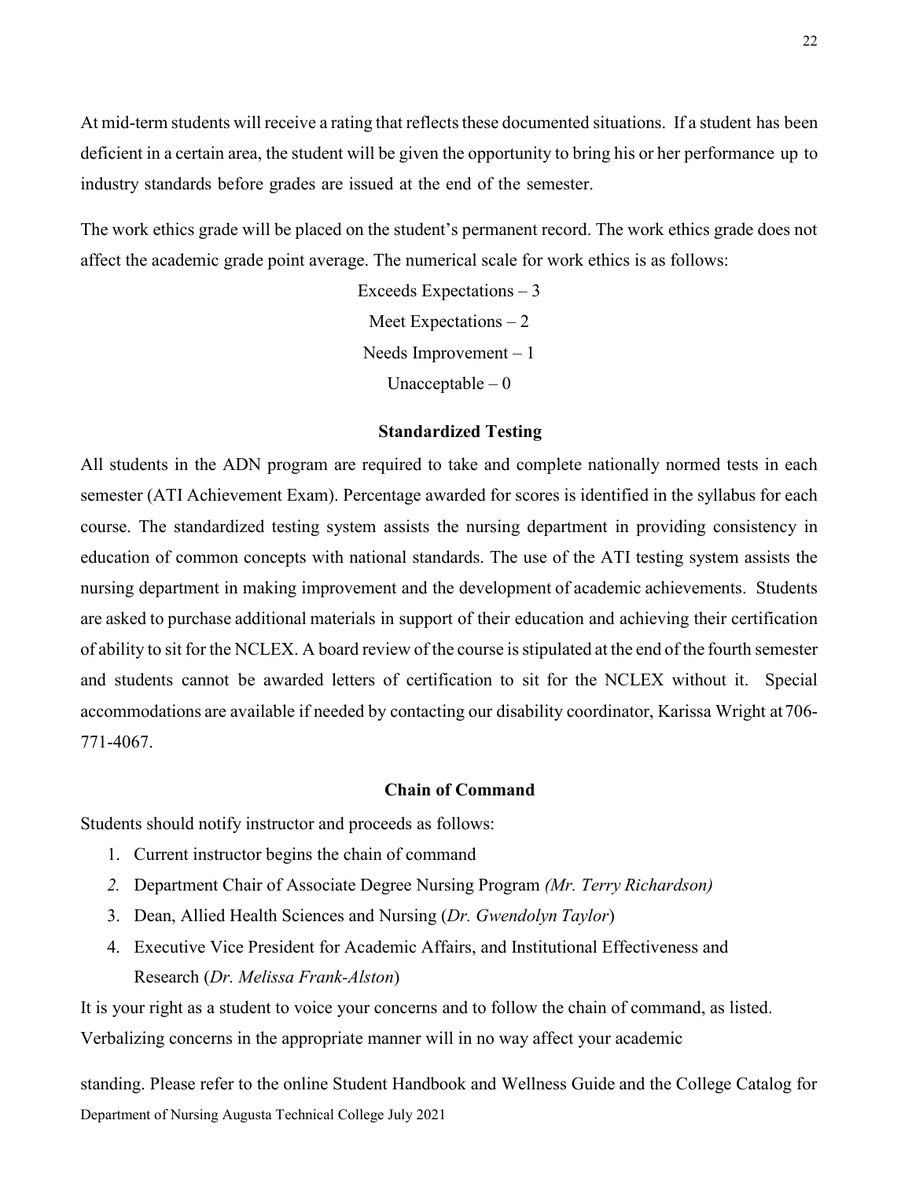At mid-term students will receive a rating that reflects these documented situations. If a student has been deficient in a certain area, the student will be given the opportunity to bring his or her performance up to industry standards before grades are issued at the end of the semester.

The work ethics grade will be placed on the student's permanent record. The work ethics grade does not affect the academic grade point average. The numerical scale for work ethics is as follows:

Exceeds Expectations – 3

Meet Expectations – 2

Needs Improvement – 1

Unacceptable – 0

## Standardized Testing

All students in the ADN program are required to take and complete nationally normed tests in each semester (ATI Achievement Exam). Percentage awarded for scores is identified in the syllabus for each course. The standardized testing system assists the nursing department in providing consistency in education of common concepts with national standards. The use of the ATI testing system assists the nursing department in making improvement and the development of academic achievements. Students are asked to purchase additional materials in support of their education and achieving their certification of ability to sit for the NCLEX. A board review of the course is stipulated at the end of the fourth semester and students cannot be awarded letters of certification to sit for the NCLEX without it. Special accommodations are available if needed by contacting our disability coordinator, Karissa Wright at 706-771-4067.

## Chain of Command

Students should notify instructor and proceeds as follows:

1. Current instructor begins the chain of command
2. Department Chair of Associate Degree Nursing Program *(Mr. Terry Richardson)*
3. Dean, Allied Health Sciences and Nursing (*Dr. Gwendolyn Taylor*)
4. Executive Vice President for Academic Affairs, and Institutional Effectiveness and Research (*Dr. Melissa Frank-Alston*)

It is your right as a student to voice your concerns and to follow the chain of command, as listed. Verbalizing concerns in the appropriate manner will in no way affect your academic standing. Please refer to the online Student Handbook and Wellness Guide and the College Catalog for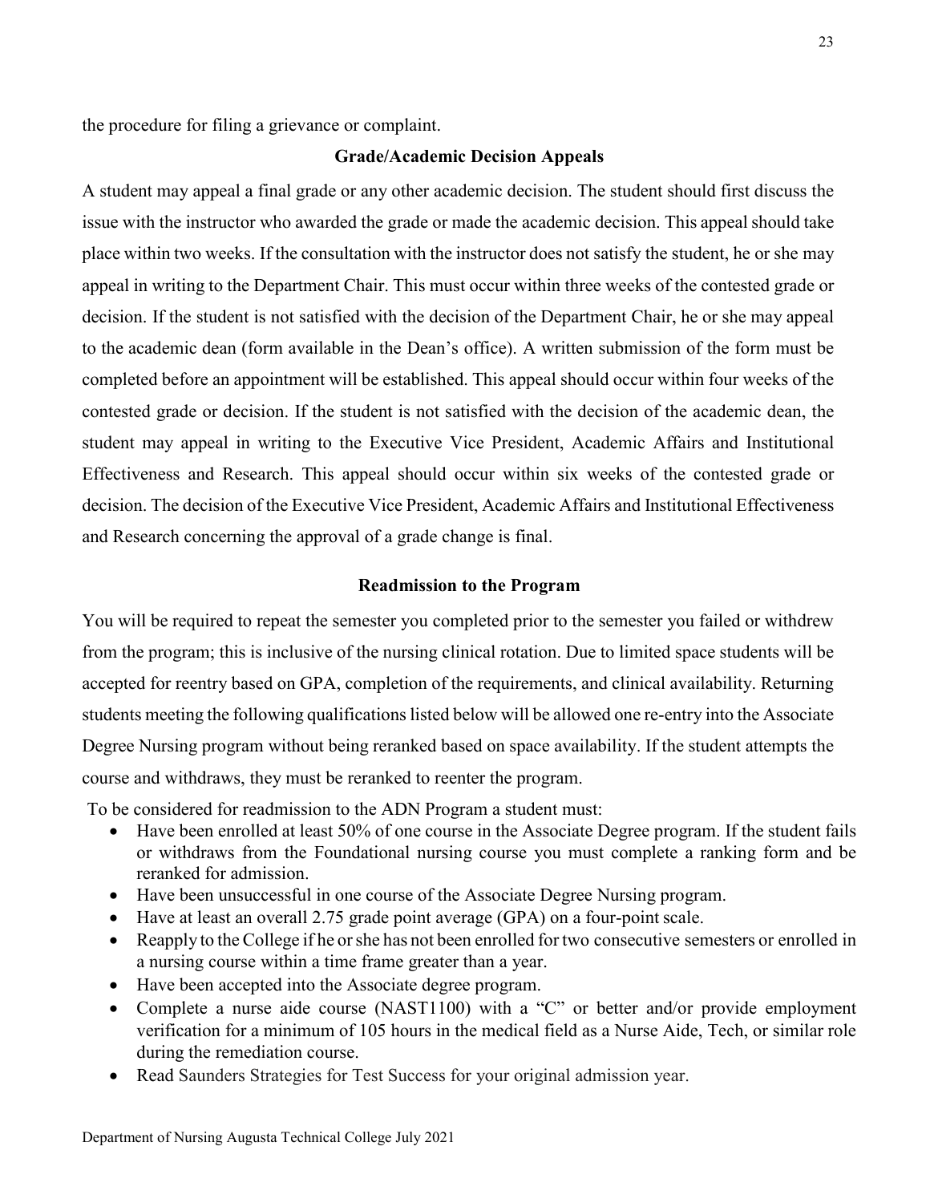the procedure for filing a grievance or complaint.

### Grade/Academic Decision Appeals

A student may appeal a final grade or any other academic decision. The student should first discuss the issue with the instructor who awarded the grade or made the academic decision. This appeal should take place within two weeks. If the consultation with the instructor does not satisfy the student, he or she may appeal in writing to the Department Chair. This must occur within three weeks of the contested grade or decision. If the student is not satisfied with the decision of the Department Chair, he or she may appeal to the academic dean (form available in the Dean's office). A written submission of the form must be completed before an appointment will be established. This appeal should occur within four weeks of the contested grade or decision. If the student is not satisfied with the decision of the academic dean, the student may appeal in writing to the Executive Vice President, Academic Affairs and Institutional Effectiveness and Research. This appeal should occur within six weeks of the contested grade or decision. The decision of the Executive Vice President, Academic Affairs and Institutional Effectiveness and Research concerning the approval of a grade change is final.

### Readmission to the Program

You will be required to repeat the semester you completed prior to the semester you failed or withdrew from the program; this is inclusive of the nursing clinical rotation. Due to limited space students will be accepted for reentry based on GPA, completion of the requirements, and clinical availability. Returning students meeting the following qualifications listed below will be allowed one re-entry into the Associate Degree Nursing program without being reranked based on space availability. If the student attempts the course and withdraws, they must be reranked to reenter the program.

To be considered for readmission to the ADN Program a student must:

- Have been enrolled at least 50% of one course in the Associate Degree program. If the student fails or withdraws from the Foundational nursing course you must complete a ranking form and be reranked for admission.
- Have been unsuccessful in one course of the Associate Degree Nursing program.
- Have at least an overall 2.75 grade point average (GPA) on a four-point scale.
- Reapply to the College if he or she has not been enrolled for two consecutive semesters or enrolled in a nursing course within a time frame greater than a year.
- Have been accepted into the Associate degree program.
- Complete a nurse aide course (NAST1100) with a "C" or better and/or provide employment verification for a minimum of 105 hours in the medical field as a Nurse Aide, Tech, or similar role during the remediation course.
- Read Saunders Strategies for Test Success for your original admission year.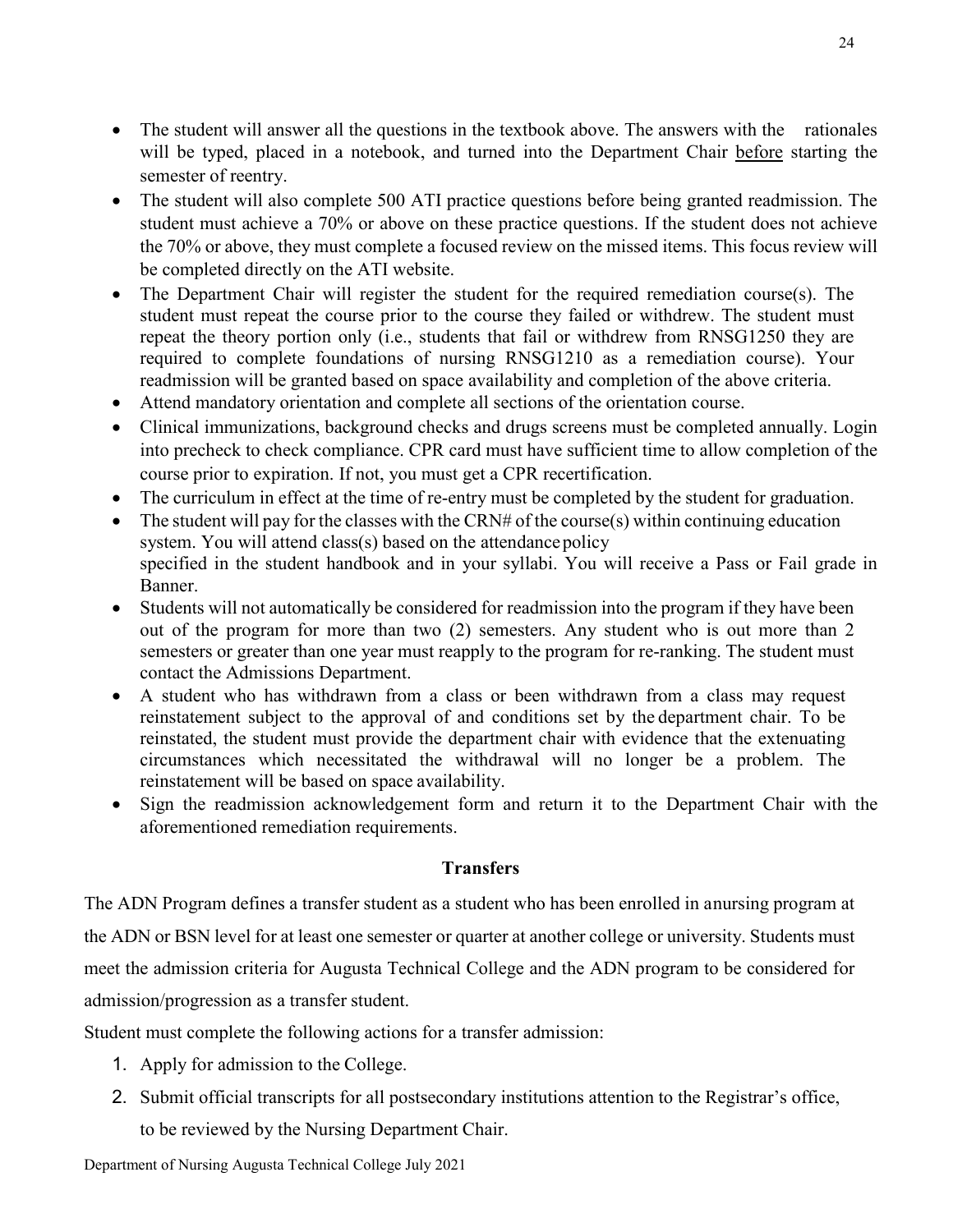- The student will answer all the questions in the textbook above. The answers with the rationales will be typed, placed in a notebook, and turned into the Department Chair <u>before</u> starting the semester of reentry.
- The student will also complete 500 ATI practice questions before being granted readmission. The student must achieve a 70% or above on these practice questions. If the student does not achieve the 70% or above, they must complete a focused review on the missed items. This focus review will be completed directly on the ATI website.
- The Department Chair will register the student for the required remediation course(s). The student must repeat the course prior to the course they failed or withdrew. The student must repeat the theory portion only (i.e., students that fail or withdrew from RNSG1250 they are required to complete foundations of nursing RNSG1210 as a remediation course). Your readmission will be granted based on space availability and completion of the above criteria.
- Attend mandatory orientation and complete all sections of the orientation course.
- Clinical immunizations, background checks and drugs screens must be completed annually. Login into precheck to check compliance. CPR card must have sufficient time to allow completion of the course prior to expiration. If not, you must get a CPR recertification.
- The curriculum in effect at the time of re-entry must be completed by the student for graduation.
- The student will pay for the classes with the CRN# of the course(s) within continuing education system. You will attend class(s) based on the attendance policy specified in the student handbook and in your syllabi. You will receive a Pass or Fail grade in Banner.
- Students will not automatically be considered for readmission into the program if they have been out of the program for more than two (2) semesters. Any student who is out more than 2 semesters or greater than one year must reapply to the program for re-ranking. The student must contact the Admissions Department.
- A student who has withdrawn from a class or been withdrawn from a class may request reinstatement subject to the approval of and conditions set by the department chair. To be reinstated, the student must provide the department chair with evidence that the extenuating circumstances which necessitated the withdrawal will no longer be a problem. The reinstatement will be based on space availability.
- Sign the readmission acknowledgement form and return it to the Department Chair with the aforementioned remediation requirements.

## Transfers

The ADN Program defines a transfer student as a student who has been enrolled in a nursing program at the ADN or BSN level for at least one semester or quarter at another college or university. Students must meet the admission criteria for Augusta Technical College and the ADN program to be considered for admission/progression as a transfer student.

Student must complete the following actions for a transfer admission:

1. Apply for admission to the College.
2. Submit official transcripts for all postsecondary institutions attention to the Registrar's office, to be reviewed by the Nursing Department Chair.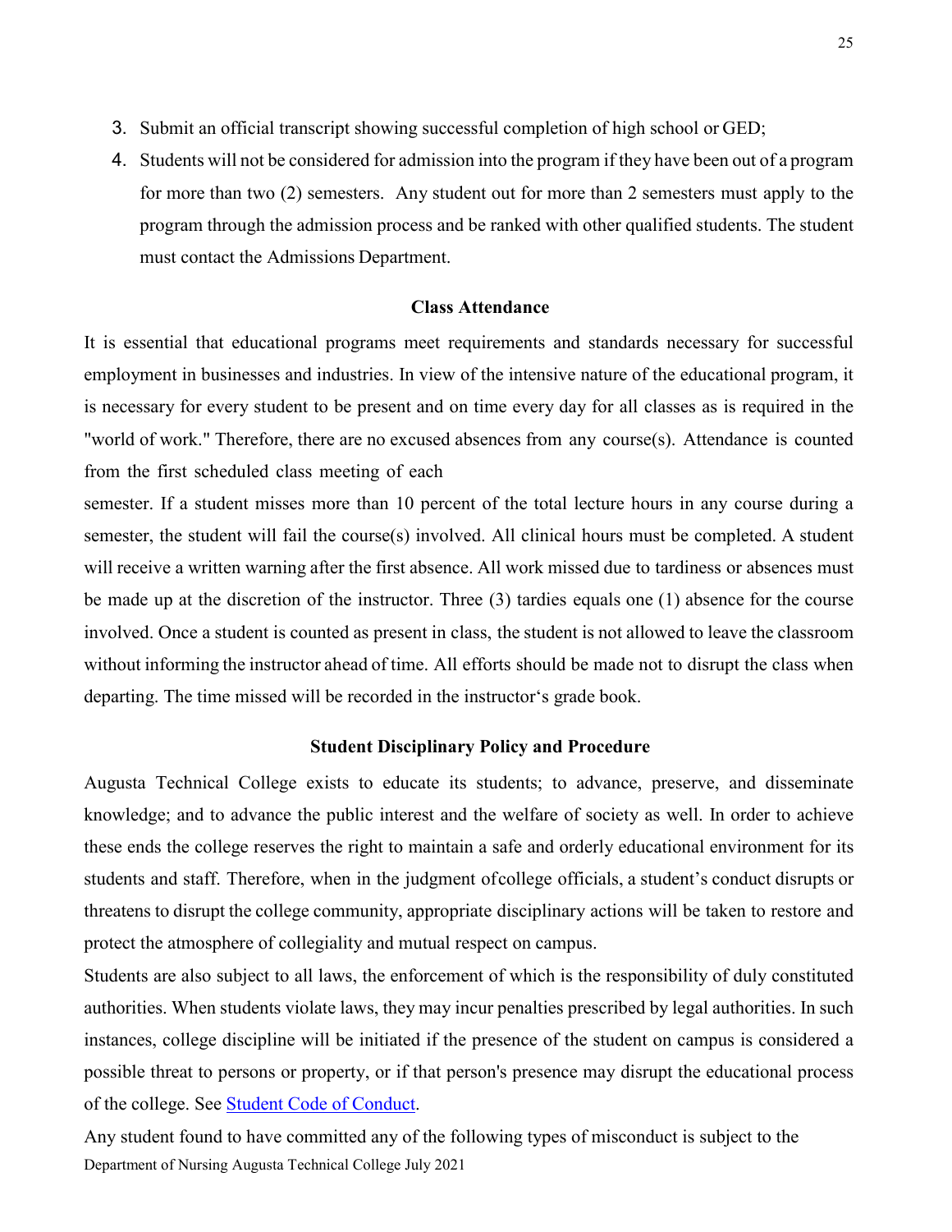3. Submit an official transcript showing successful completion of high school or GED;
4. Students will not be considered for admission into the program if they have been out of a program for more than two (2) semesters. Any student out for more than 2 semesters must apply to the program through the admission process and be ranked with other qualified students. The student must contact the Admissions Department.

## Class Attendance

It is essential that educational programs meet requirements and standards necessary for successful employment in businesses and industries. In view of the intensive nature of the educational program, it is necessary for every student to be present and on time every day for all classes as is required in the "world of work." Therefore, there are no excused absences from any course(s). Attendance is counted from the first scheduled class meeting of each semester. If a student misses more than 10 percent of the total lecture hours in any course during a semester, the student will fail the course(s) involved. All clinical hours must be completed. A student will receive a written warning after the first absence. All work missed due to tardiness or absences must be made up at the discretion of the instructor. Three (3) tardies equals one (1) absence for the course involved. Once a student is counted as present in class, the student is not allowed to leave the classroom without informing the instructor ahead of time. All efforts should be made not to disrupt the class when departing. The time missed will be recorded in the instructor's grade book.

## Student Disciplinary Policy and Procedure

Augusta Technical College exists to educate its students; to advance, preserve, and disseminate knowledge; and to advance the public interest and the welfare of society as well. In order to achieve these ends the college reserves the right to maintain a safe and orderly educational environment for its students and staff. Therefore, when in the judgment of college officials, a student's conduct disrupts or threatens to disrupt the college community, appropriate disciplinary actions will be taken to restore and protect the atmosphere of collegiality and mutual respect on campus.

Students are also subject to all laws, the enforcement of which is the responsibility of duly constituted authorities. When students violate laws, they may incur penalties prescribed by legal authorities. In such instances, college discipline will be initiated if the presence of the student on campus is considered a possible threat to persons or property, or if that person's presence may disrupt the educational process of the college. See Student Code of Conduct.

Any student found to have committed any of the following types of misconduct is subject to the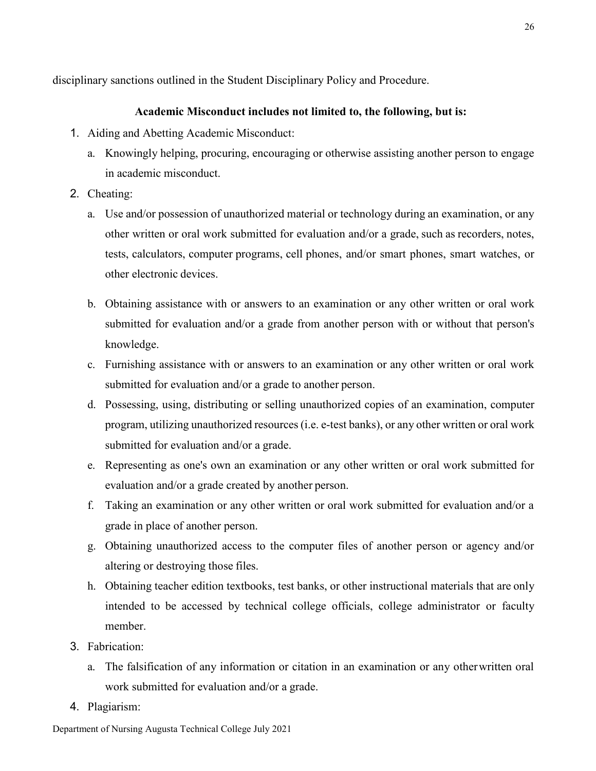disciplinary sanctions outlined in the Student Disciplinary Policy and Procedure.

**Academic Misconduct includes not limited to, the following, but is:**

1. Aiding and Abetting Academic Misconduct:
   a. Knowingly helping, procuring, encouraging or otherwise assisting another person to engage in academic misconduct.
2. Cheating:
   a. Use and/or possession of unauthorized material or technology during an examination, or any other written or oral work submitted for evaluation and/or a grade, such as recorders, notes, tests, calculators, computer programs, cell phones, and/or smart phones, smart watches, or other electronic devices.

   b. Obtaining assistance with or answers to an examination or any other written or oral work submitted for evaluation and/or a grade from another person with or without that person's knowledge.
   c. Furnishing assistance with or answers to an examination or any other written or oral work submitted for evaluation and/or a grade to another person.
   d. Possessing, using, distributing or selling unauthorized copies of an examination, computer program, utilizing unauthorized resources (i.e. e-test banks), or any other written or oral work submitted for evaluation and/or a grade.
   e. Representing as one's own an examination or any other written or oral work submitted for evaluation and/or a grade created by another person.
   f. Taking an examination or any other written or oral work submitted for evaluation and/or a grade in place of another person.
   g. Obtaining unauthorized access to the computer files of another person or agency and/or altering or destroying those files.
   h. Obtaining teacher edition textbooks, test banks, or other instructional materials that are only intended to be accessed by technical college officials, college administrator or faculty member.
3. Fabrication:
   a. The falsification of any information or citation in an examination or any otherwritten oral work submitted for evaluation and/or a grade.
4. Plagiarism: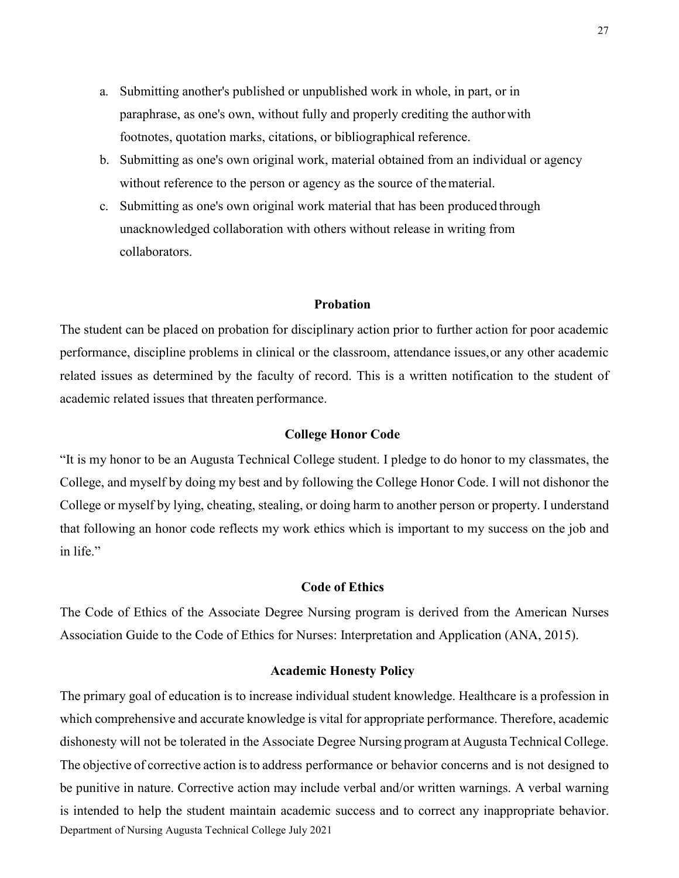a. Submitting another's published or unpublished work in whole, in part, or in paraphrase, as one's own, without fully and properly crediting the author with footnotes, quotation marks, citations, or bibliographical reference.
b. Submitting as one's own original work, material obtained from an individual or agency without reference to the person or agency as the source of the material.
c. Submitting as one's own original work material that has been produced through unacknowledged collaboration with others without release in writing from collaborators.

### Probation

The student can be placed on probation for disciplinary action prior to further action for poor academic performance, discipline problems in clinical or the classroom, attendance issues, or any other academic related issues as determined by the faculty of record. This is a written notification to the student of academic related issues that threaten performance.

### College Honor Code

"It is my honor to be an Augusta Technical College student. I pledge to do honor to my classmates, the College, and myself by doing my best and by following the College Honor Code. I will not dishonor the College or myself by lying, cheating, stealing, or doing harm to another person or property. I understand that following an honor code reflects my work ethics which is important to my success on the job and in life."

### Code of Ethics

The Code of Ethics of the Associate Degree Nursing program is derived from the American Nurses Association Guide to the Code of Ethics for Nurses: Interpretation and Application (ANA, 2015).

### Academic Honesty Policy

The primary goal of education is to increase individual student knowledge. Healthcare is a profession in which comprehensive and accurate knowledge is vital for appropriate performance. Therefore, academic dishonesty will not be tolerated in the Associate Degree Nursing program at Augusta Technical College. The objective of corrective action is to address performance or behavior concerns and is not designed to be punitive in nature. Corrective action may include verbal and/or written warnings. A verbal warning is intended to help the student maintain academic success and to correct any inappropriate behavior.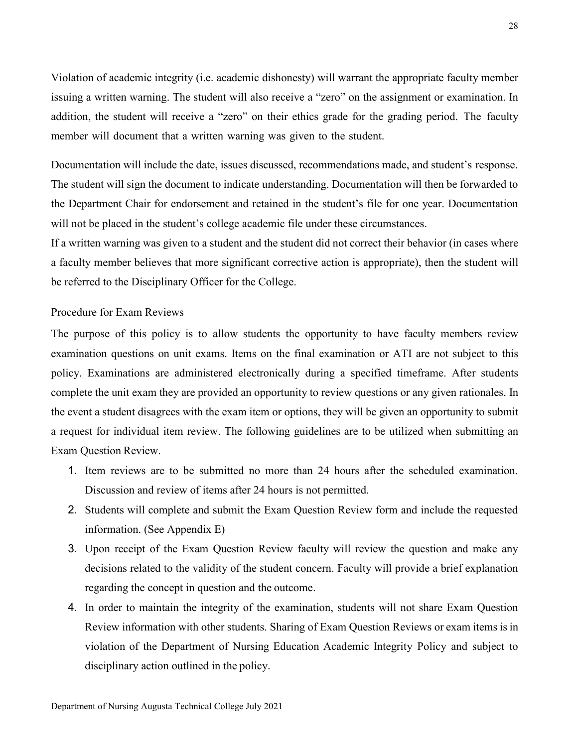Violation of academic integrity (i.e. academic dishonesty) will warrant the appropriate faculty member issuing a written warning. The student will also receive a "zero" on the assignment or examination. In addition, the student will receive a "zero" on their ethics grade for the grading period. The faculty member will document that a written warning was given to the student.

Documentation will include the date, issues discussed, recommendations made, and student's response. The student will sign the document to indicate understanding. Documentation will then be forwarded to the Department Chair for endorsement and retained in the student's file for one year. Documentation will not be placed in the student's college academic file under these circumstances.

If a written warning was given to a student and the student did not correct their behavior (in cases where a faculty member believes that more significant corrective action is appropriate), then the student will be referred to the Disciplinary Officer for the College.

## Procedure for Exam Reviews

The purpose of this policy is to allow students the opportunity to have faculty members review examination questions on unit exams. Items on the final examination or ATI are not subject to this policy. Examinations are administered electronically during a specified timeframe. After students complete the unit exam they are provided an opportunity to review questions or any given rationales. In the event a student disagrees with the exam item or options, they will be given an opportunity to submit a request for individual item review. The following guidelines are to be utilized when submitting an Exam Question Review.

1. Item reviews are to be submitted no more than 24 hours after the scheduled examination. Discussion and review of items after 24 hours is not permitted.
2. Students will complete and submit the Exam Question Review form and include the requested information. (See Appendix E)
3. Upon receipt of the Exam Question Review faculty will review the question and make any decisions related to the validity of the student concern. Faculty will provide a brief explanation regarding the concept in question and the outcome.
4. In order to maintain the integrity of the examination, students will not share Exam Question Review information with other students. Sharing of Exam Question Reviews or exam items is in violation of the Department of Nursing Education Academic Integrity Policy and subject to disciplinary action outlined in the policy.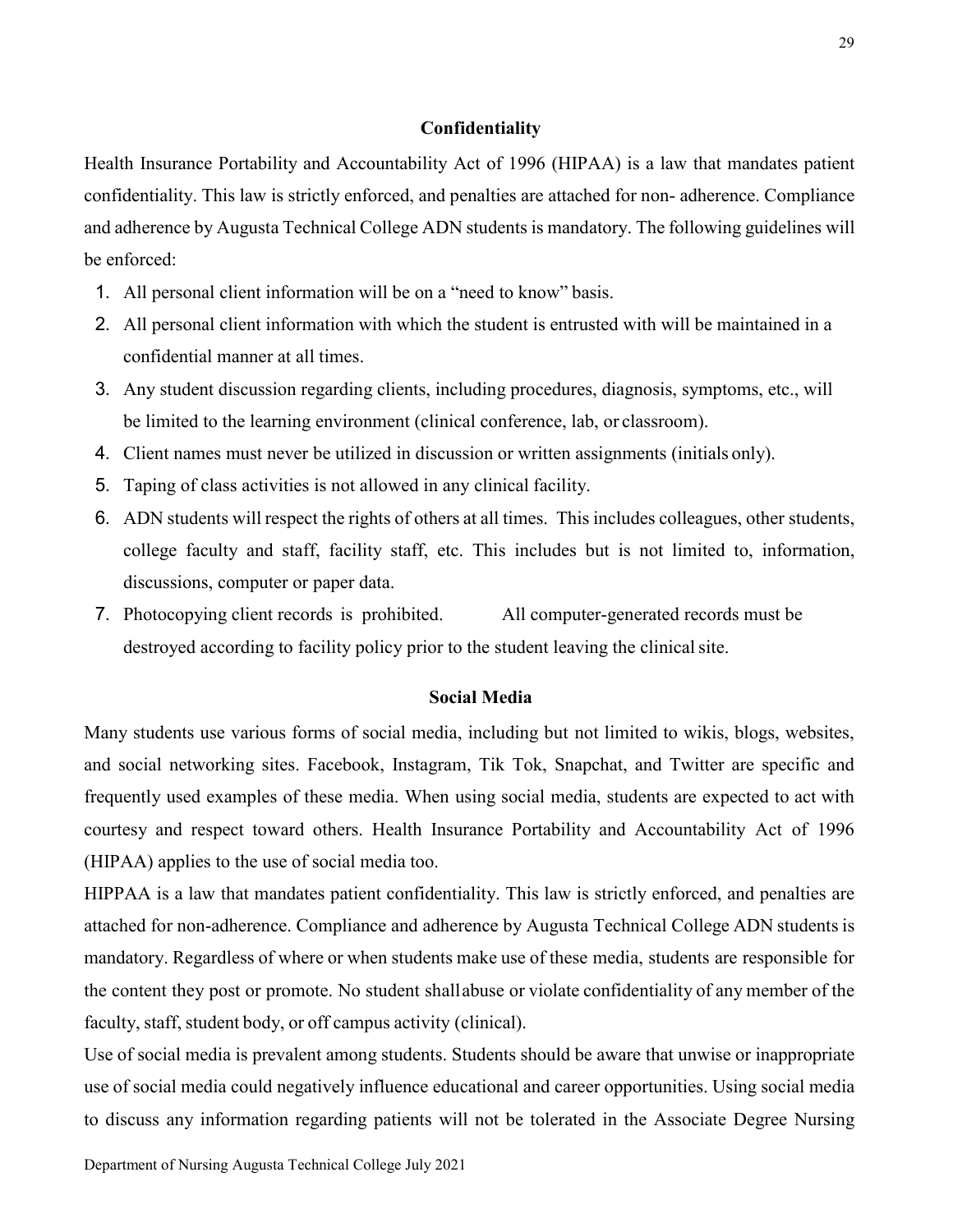## Confidentiality

Health Insurance Portability and Accountability Act of 1996 (HIPAA) is a law that mandates patient confidentiality. This law is strictly enforced, and penalties are attached for non- adherence. Compliance and adherence by Augusta Technical College ADN students is mandatory. The following guidelines will be enforced:

1. All personal client information will be on a "need to know" basis.
2. All personal client information with which the student is entrusted with will be maintained in a confidential manner at all times.
3. Any student discussion regarding clients, including procedures, diagnosis, symptoms, etc., will be limited to the learning environment (clinical conference, lab, or classroom).
4. Client names must never be utilized in discussion or written assignments (initials only).
5. Taping of class activities is not allowed in any clinical facility.
6. ADN students will respect the rights of others at all times. This includes colleagues, other students, college faculty and staff, facility staff, etc. This includes but is not limited to, information, discussions, computer or paper data.
7. Photocopying client records is prohibited. All computer-generated records must be destroyed according to facility policy prior to the student leaving the clinical site.

## Social Media

Many students use various forms of social media, including but not limited to wikis, blogs, websites, and social networking sites. Facebook, Instagram, Tik Tok, Snapchat, and Twitter are specific and frequently used examples of these media. When using social media, students are expected to act with courtesy and respect toward others. Health Insurance Portability and Accountability Act of 1996 (HIPAA) applies to the use of social media too.

HIPPAA is a law that mandates patient confidentiality. This law is strictly enforced, and penalties are attached for non-adherence. Compliance and adherence by Augusta Technical College ADN students is mandatory. Regardless of where or when students make use of these media, students are responsible for the content they post or promote. No student shall abuse or violate confidentiality of any member of the faculty, staff, student body, or off campus activity (clinical).

Use of social media is prevalent among students. Students should be aware that unwise or inappropriate use of social media could negatively influence educational and career opportunities. Using social media to discuss any information regarding patients will not be tolerated in the Associate Degree Nursing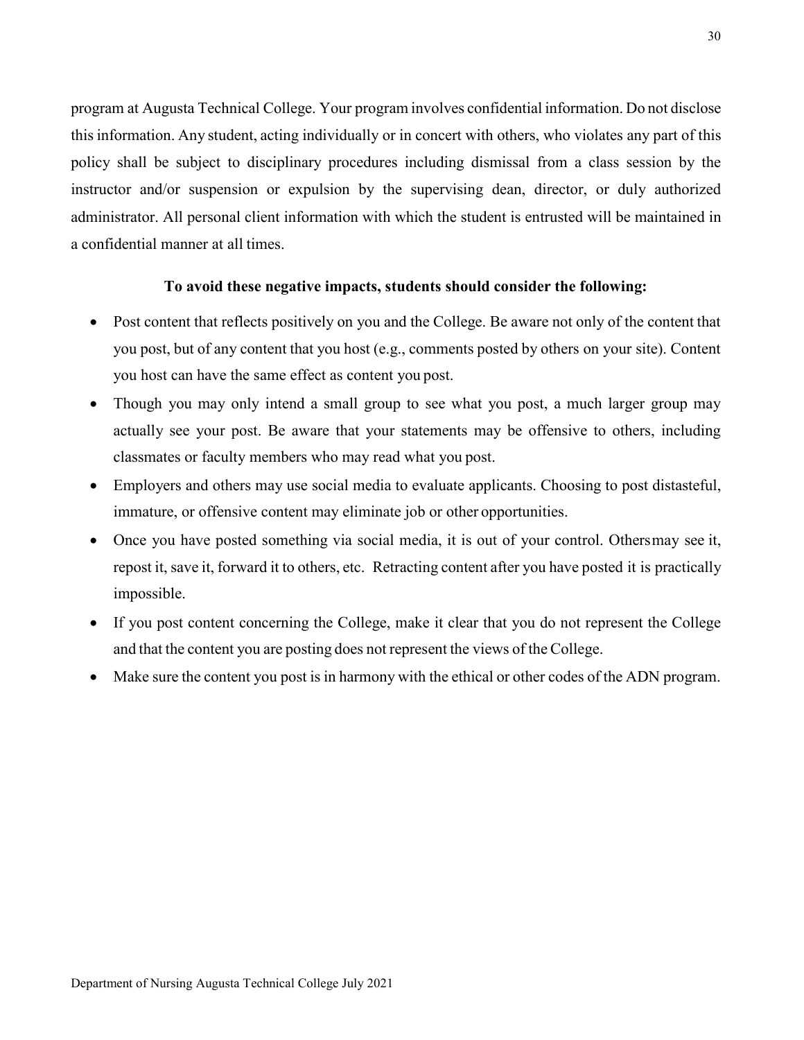program at Augusta Technical College. Your program involves confidential information. Do not disclose this information. Any student, acting individually or in concert with others, who violates any part of this policy shall be subject to disciplinary procedures including dismissal from a class session by the instructor and/or suspension or expulsion by the supervising dean, director, or duly authorized administrator. All personal client information with which the student is entrusted will be maintained in a confidential manner at all times.

**To avoid these negative impacts, students should consider the following:**

- Post content that reflects positively on you and the College. Be aware not only of the content that you post, but of any content that you host (e.g., comments posted by others on your site). Content you host can have the same effect as content you post.
- Though you may only intend a small group to see what you post, a much larger group may actually see your post. Be aware that your statements may be offensive to others, including classmates or faculty members who may read what you post.
- Employers and others may use social media to evaluate applicants. Choosing to post distasteful, immature, or offensive content may eliminate job or other opportunities.
- Once you have posted something via social media, it is out of your control. Othersmay see it, repost it, save it, forward it to others, etc. Retracting content after you have posted it is practically impossible.
- If you post content concerning the College, make it clear that you do not represent the College and that the content you are posting does not represent the views of the College.
- Make sure the content you post is in harmony with the ethical or other codes of the ADN program.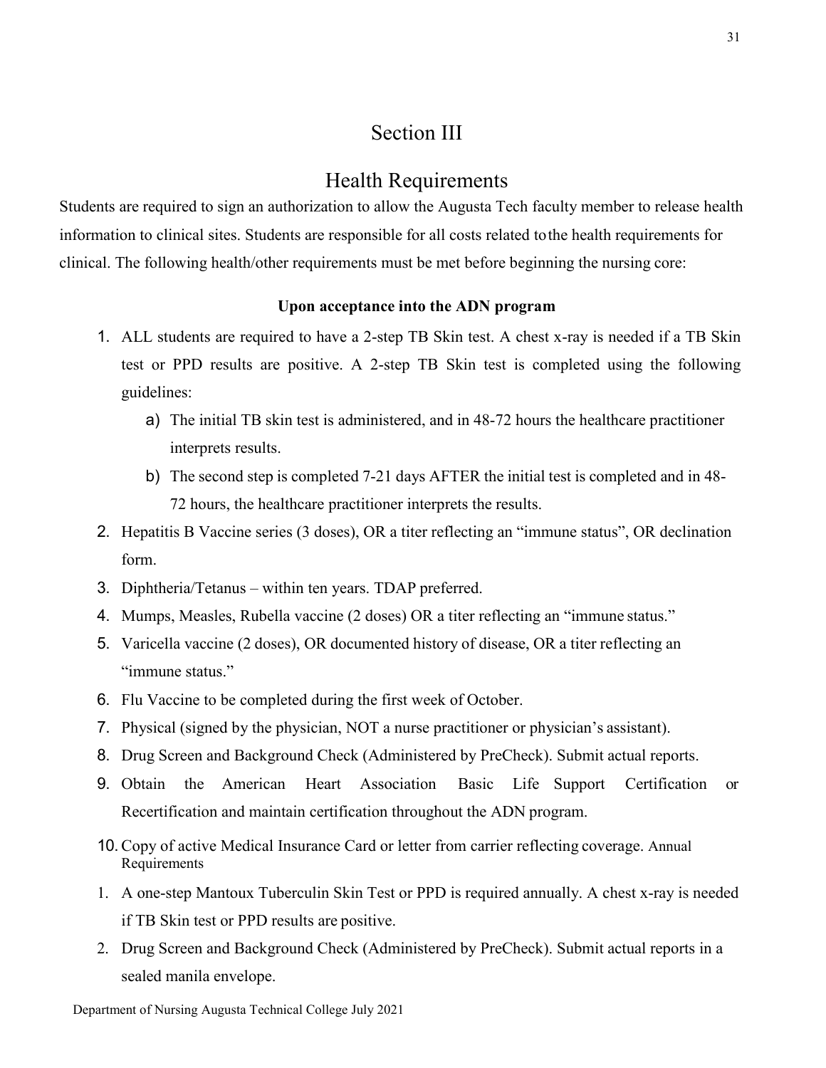# Section III

## Health Requirements

Students are required to sign an authorization to allow the Augusta Tech faculty member to release health information to clinical sites. Students are responsible for all costs related to the health requirements for clinical. The following health/other requirements must be met before beginning the nursing core:

**Upon acceptance into the ADN program**

1. ALL students are required to have a 2-step TB Skin test. A chest x-ray is needed if a TB Skin test or PPD results are positive. A 2-step TB Skin test is completed using the following guidelines:
   a) The initial TB skin test is administered, and in 48-72 hours the healthcare practitioner interprets results.
   b) The second step is completed 7-21 days AFTER the initial test is completed and in 48-72 hours, the healthcare practitioner interprets the results.
2. Hepatitis B Vaccine series (3 doses), OR a titer reflecting an "immune status", OR declination form.
3. Diphtheria/Tetanus – within ten years. TDAP preferred.
4. Mumps, Measles, Rubella vaccine (2 doses) OR a titer reflecting an "immune status."
5. Varicella vaccine (2 doses), OR documented history of disease, OR a titer reflecting an "immune status."
6. Flu Vaccine to be completed during the first week of October.
7. Physical (signed by the physician, NOT a nurse practitioner or physician's assistant).
8. Drug Screen and Background Check (Administered by PreCheck). Submit actual reports.
9. Obtain the American Heart Association Basic Life Support Certification or Recertification and maintain certification throughout the ADN program.
10. Copy of active Medical Insurance Card or letter from carrier reflecting coverage.

Annual Requirements

1. A one-step Mantoux Tuberculin Skin Test or PPD is required annually. A chest x-ray is needed if TB Skin test or PPD results are positive.
2. Drug Screen and Background Check (Administered by PreCheck). Submit actual reports in a sealed manila envelope.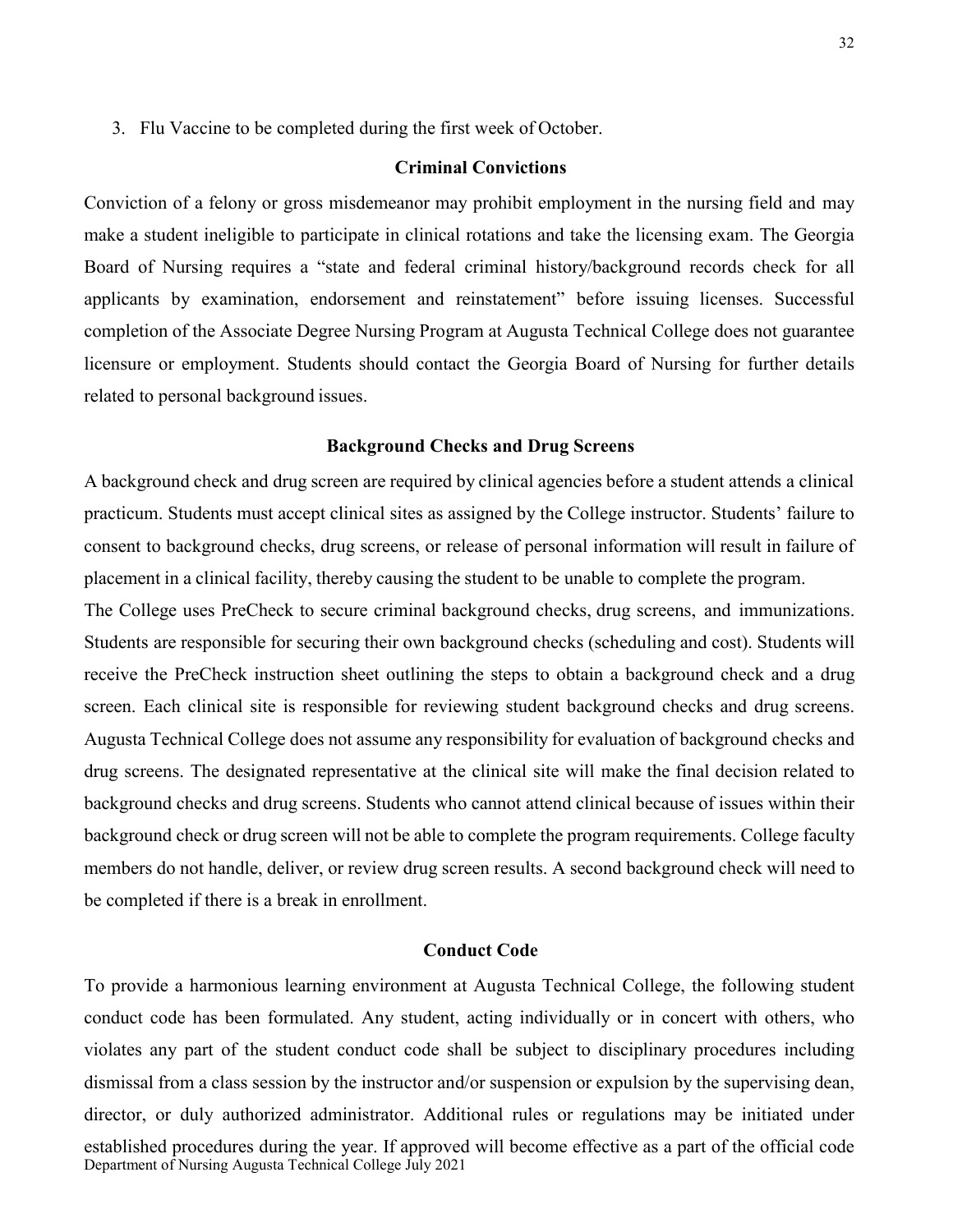3. Flu Vaccine to be completed during the first week of October.

## Criminal Convictions

Conviction of a felony or gross misdemeanor may prohibit employment in the nursing field and may make a student ineligible to participate in clinical rotations and take the licensing exam. The Georgia Board of Nursing requires a "state and federal criminal history/background records check for all applicants by examination, endorsement and reinstatement" before issuing licenses. Successful completion of the Associate Degree Nursing Program at Augusta Technical College does not guarantee licensure or employment. Students should contact the Georgia Board of Nursing for further details related to personal background issues.

## Background Checks and Drug Screens

A background check and drug screen are required by clinical agencies before a student attends a clinical practicum. Students must accept clinical sites as assigned by the College instructor. Students' failure to consent to background checks, drug screens, or release of personal information will result in failure of placement in a clinical facility, thereby causing the student to be unable to complete the program.

The College uses PreCheck to secure criminal background checks, drug screens, and immunizations. Students are responsible for securing their own background checks (scheduling and cost). Students will receive the PreCheck instruction sheet outlining the steps to obtain a background check and a drug screen. Each clinical site is responsible for reviewing student background checks and drug screens. Augusta Technical College does not assume any responsibility for evaluation of background checks and drug screens. The designated representative at the clinical site will make the final decision related to background checks and drug screens. Students who cannot attend clinical because of issues within their background check or drug screen will not be able to complete the program requirements. College faculty members do not handle, deliver, or review drug screen results. A second background check will need to be completed if there is a break in enrollment.

## Conduct Code

To provide a harmonious learning environment at Augusta Technical College, the following student conduct code has been formulated. Any student, acting individually or in concert with others, who violates any part of the student conduct code shall be subject to disciplinary procedures including dismissal from a class session by the instructor and/or suspension or expulsion by the supervising dean, director, or duly authorized administrator. Additional rules or regulations may be initiated under established procedures during the year. If approved will become effective as a part of the official code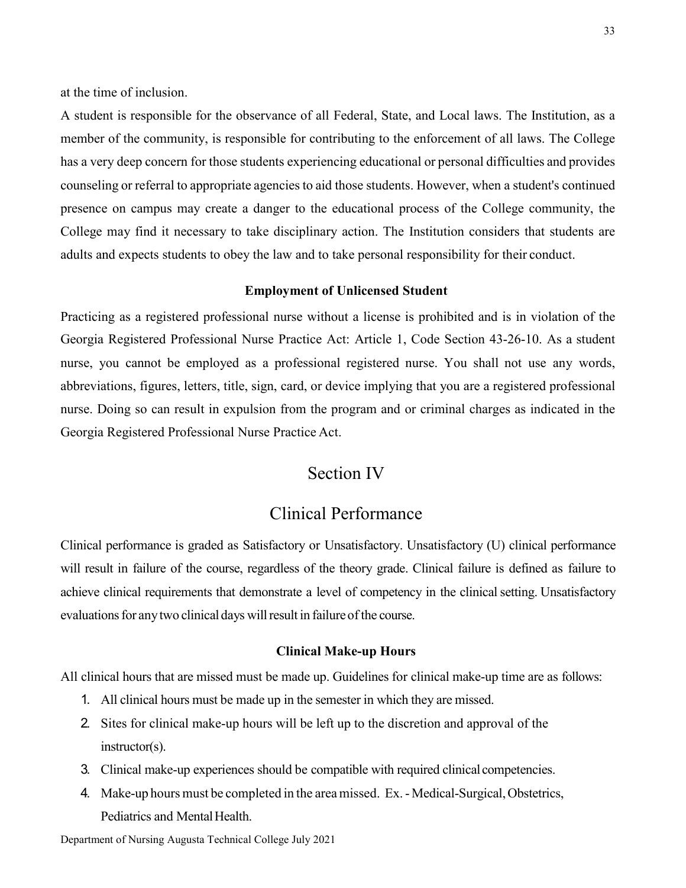at the time of inclusion.

A student is responsible for the observance of all Federal, State, and Local laws. The Institution, as a member of the community, is responsible for contributing to the enforcement of all laws. The College has a very deep concern for those students experiencing educational or personal difficulties and provides counseling or referral to appropriate agencies to aid those students. However, when a student's continued presence on campus may create a danger to the educational process of the College community, the College may find it necessary to take disciplinary action. The Institution considers that students are adults and expects students to obey the law and to take personal responsibility for their conduct.

### Employment of Unlicensed Student

Practicing as a registered professional nurse without a license is prohibited and is in violation of the Georgia Registered Professional Nurse Practice Act: Article 1, Code Section 43-26-10. As a student nurse, you cannot be employed as a professional registered nurse. You shall not use any words, abbreviations, figures, letters, title, sign, card, or device implying that you are a registered professional nurse. Doing so can result in expulsion from the program and or criminal charges as indicated in the Georgia Registered Professional Nurse Practice Act.

# Section IV

# Clinical Performance

Clinical performance is graded as Satisfactory or Unsatisfactory. Unsatisfactory (U) clinical performance will result in failure of the course, regardless of the theory grade. Clinical failure is defined as failure to achieve clinical requirements that demonstrate a level of competency in the clinical setting. Unsatisfactory evaluations for any two clinical days will result in failure of the course.

### Clinical Make-up Hours

All clinical hours that are missed must be made up. Guidelines for clinical make-up time are as follows:

1. All clinical hours must be made up in the semester in which they are missed.
2. Sites for clinical make-up hours will be left up to the discretion and approval of the instructor(s).
3. Clinical make-up experiences should be compatible with required clinical competencies.
4. Make-up hours must be completed in the area missed. Ex. - Medical-Surgical, Obstetrics, Pediatrics and Mental Health.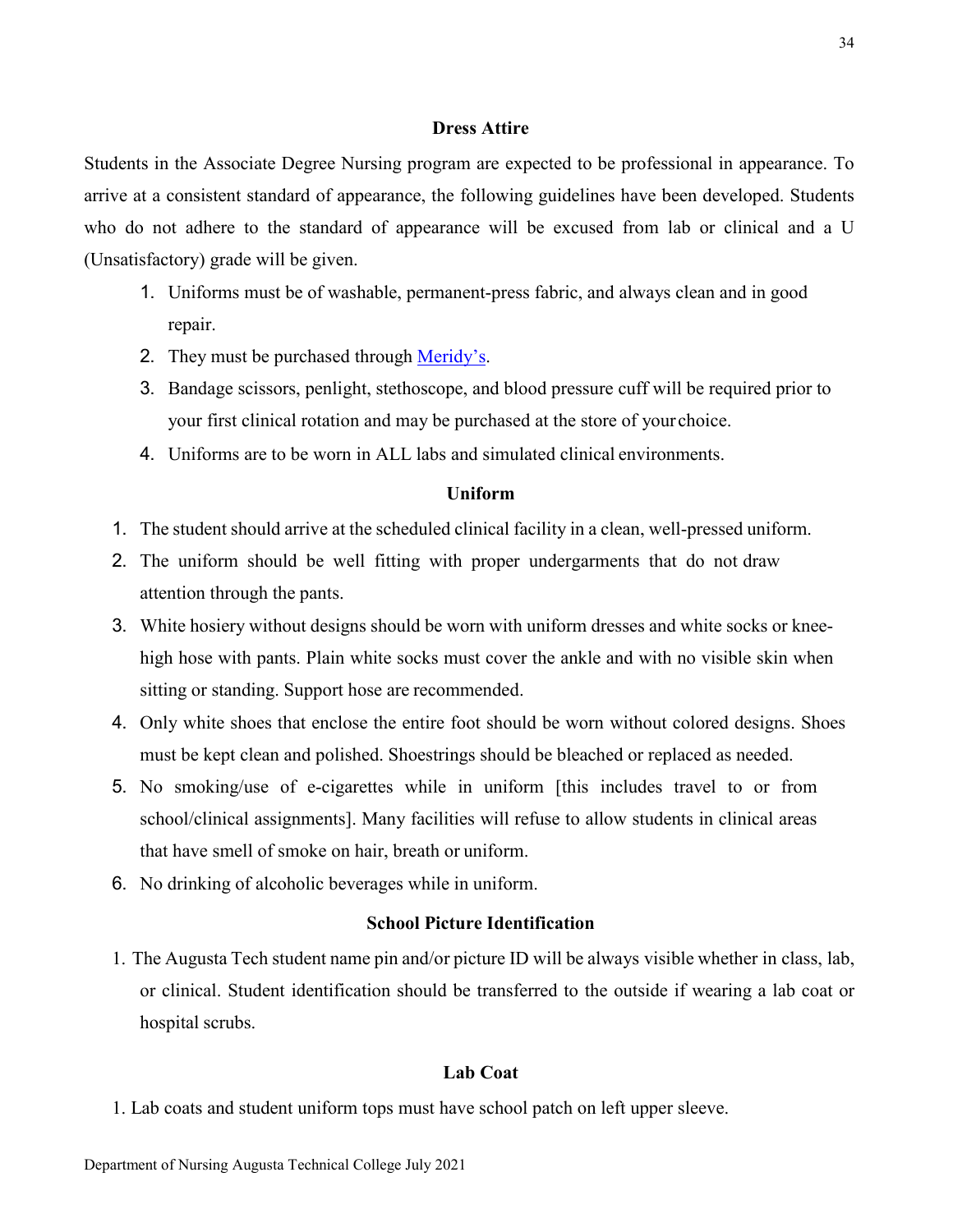## Dress Attire

Students in the Associate Degree Nursing program are expected to be professional in appearance. To arrive at a consistent standard of appearance, the following guidelines have been developed. Students who do not adhere to the standard of appearance will be excused from lab or clinical and a U (Unsatisfactory) grade will be given.

1. Uniforms must be of washable, permanent-press fabric, and always clean and in good repair.
2. They must be purchased through [Meridy's](#).
3. Bandage scissors, penlight, stethoscope, and blood pressure cuff will be required prior to your first clinical rotation and may be purchased at the store of your choice.
4. Uniforms are to be worn in ALL labs and simulated clinical environments.

## Uniform

1. The student should arrive at the scheduled clinical facility in a clean, well-pressed uniform.
2. The uniform should be well fitting with proper undergarments that do not draw attention through the pants.
3. White hosiery without designs should be worn with uniform dresses and white socks or knee-high hose with pants. Plain white socks must cover the ankle and with no visible skin when sitting or standing. Support hose are recommended.
4. Only white shoes that enclose the entire foot should be worn without colored designs. Shoes must be kept clean and polished. Shoestrings should be bleached or replaced as needed.
5. No smoking/use of e-cigarettes while in uniform [this includes travel to or from school/clinical assignments]. Many facilities will refuse to allow students in clinical areas that have smell of smoke on hair, breath or uniform.
6. No drinking of alcoholic beverages while in uniform.

## School Picture Identification

1. The Augusta Tech student name pin and/or picture ID will be always visible whether in class, lab, or clinical. Student identification should be transferred to the outside if wearing a lab coat or hospital scrubs.

## Lab Coat

1. Lab coats and student uniform tops must have school patch on left upper sleeve.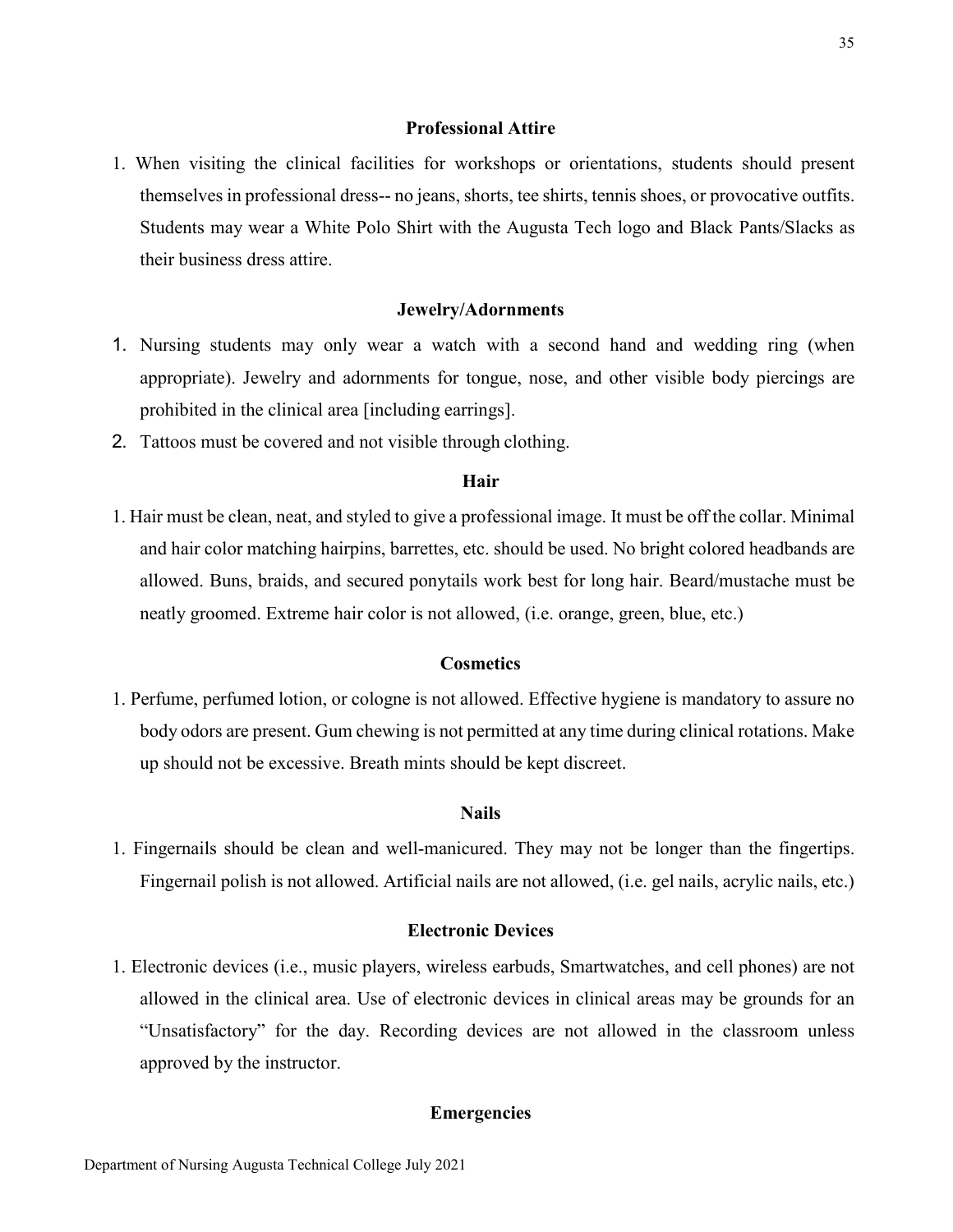### Professional Attire

1. When visiting the clinical facilities for workshops or orientations, students should present themselves in professional dress-- no jeans, shorts, tee shirts, tennis shoes, or provocative outfits. Students may wear a White Polo Shirt with the Augusta Tech logo and Black Pants/Slacks as their business dress attire.

### Jewelry/Adornments

1. Nursing students may only wear a watch with a second hand and wedding ring (when appropriate). Jewelry and adornments for tongue, nose, and other visible body piercings are prohibited in the clinical area [including earrings].
2. Tattoos must be covered and not visible through clothing.

### Hair

1. Hair must be clean, neat, and styled to give a professional image. It must be off the collar. Minimal and hair color matching hairpins, barrettes, etc. should be used. No bright colored headbands are allowed. Buns, braids, and secured ponytails work best for long hair. Beard/mustache must be neatly groomed. Extreme hair color is not allowed, (i.e. orange, green, blue, etc.)

### Cosmetics

1. Perfume, perfumed lotion, or cologne is not allowed. Effective hygiene is mandatory to assure no body odors are present. Gum chewing is not permitted at any time during clinical rotations. Make up should not be excessive. Breath mints should be kept discreet.

### Nails

1. Fingernails should be clean and well-manicured. They may not be longer than the fingertips. Fingernail polish is not allowed. Artificial nails are not allowed, (i.e. gel nails, acrylic nails, etc.)

### Electronic Devices

1. Electronic devices (i.e., music players, wireless earbuds, Smartwatches, and cell phones) are not allowed in the clinical area. Use of electronic devices in clinical areas may be grounds for an "Unsatisfactory" for the day. Recording devices are not allowed in the classroom unless approved by the instructor.

### Emergencies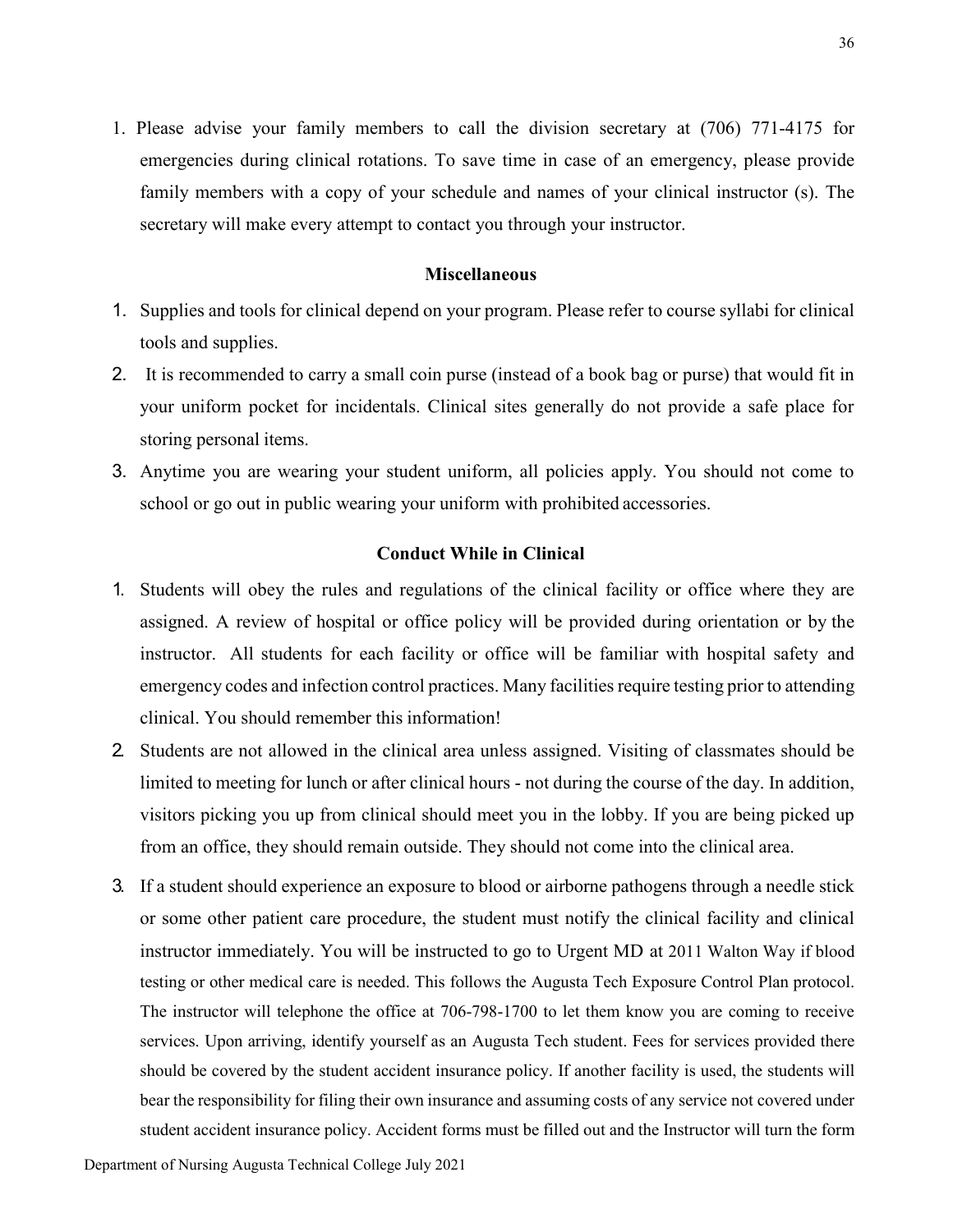1. Please advise your family members to call the division secretary at (706) 771-4175 for emergencies during clinical rotations. To save time in case of an emergency, please provide family members with a copy of your schedule and names of your clinical instructor (s). The secretary will make every attempt to contact you through your instructor.

## Miscellaneous

1. Supplies and tools for clinical depend on your program. Please refer to course syllabi for clinical tools and supplies.
2. It is recommended to carry a small coin purse (instead of a book bag or purse) that would fit in your uniform pocket for incidentals. Clinical sites generally do not provide a safe place for storing personal items.
3. Anytime you are wearing your student uniform, all policies apply. You should not come to school or go out in public wearing your uniform with prohibited accessories.

## Conduct While in Clinical

1. Students will obey the rules and regulations of the clinical facility or office where they are assigned. A review of hospital or office policy will be provided during orientation or by the instructor. All students for each facility or office will be familiar with hospital safety and emergency codes and infection control practices. Many facilities require testing prior to attending clinical. You should remember this information!
2. Students are not allowed in the clinical area unless assigned. Visiting of classmates should be limited to meeting for lunch or after clinical hours - not during the course of the day. In addition, visitors picking you up from clinical should meet you in the lobby. If you are being picked up from an office, they should remain outside. They should not come into the clinical area.
3. If a student should experience an exposure to blood or airborne pathogens through a needle stick or some other patient care procedure, the student must notify the clinical facility and clinical instructor immediately. You will be instructed to go to Urgent MD at 2011 Walton Way if blood testing or other medical care is needed. This follows the Augusta Tech Exposure Control Plan protocol. The instructor will telephone the office at 706-798-1700 to let them know you are coming to receive services. Upon arriving, identify yourself as an Augusta Tech student. Fees for services provided there should be covered by the student accident insurance policy. If another facility is used, the students will bear the responsibility for filing their own insurance and assuming costs of any service not covered under student accident insurance policy. Accident forms must be filled out and the Instructor will turn the form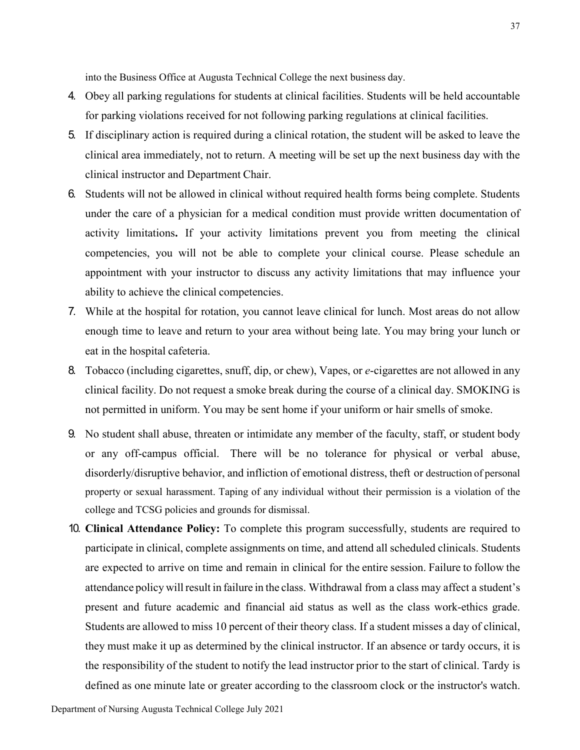into the Business Office at Augusta Technical College the next business day.

4. Obey all parking regulations for students at clinical facilities. Students will be held accountable for parking violations received for not following parking regulations at clinical facilities.
5. If disciplinary action is required during a clinical rotation, the student will be asked to leave the clinical area immediately, not to return. A meeting will be set up the next business day with the clinical instructor and Department Chair.
6. Students will not be allowed in clinical without required health forms being complete. Students under the care of a physician for a medical condition must provide written documentation of activity limitations**.** If your activity limitations prevent you from meeting the clinical competencies, you will not be able to complete your clinical course. Please schedule an appointment with your instructor to discuss any activity limitations that may influence your ability to achieve the clinical competencies.
7. While at the hospital for rotation, you cannot leave clinical for lunch. Most areas do not allow enough time to leave and return to your area without being late. You may bring your lunch or eat in the hospital cafeteria.
8. Tobacco (including cigarettes, snuff, dip, or chew), Vapes, or *e*-cigarettes are not allowed in any clinical facility. Do not request a smoke break during the course of a clinical day. SMOKING is not permitted in uniform. You may be sent home if your uniform or hair smells of smoke.
9. No student shall abuse, threaten or intimidate any member of the faculty, staff, or student body or any off-campus official. There will be no tolerance for physical or verbal abuse, disorderly/disruptive behavior, and infliction of emotional distress, theft or destruction of personal property or sexual harassment. Taping of any individual without their permission is a violation of the college and TCSG policies and grounds for dismissal.
10. **Clinical Attendance Policy:** To complete this program successfully, students are required to participate in clinical, complete assignments on time, and attend all scheduled clinicals. Students are expected to arrive on time and remain in clinical for the entire session. Failure to follow the attendance policy will result in failure in the class. Withdrawal from a class may affect a student's present and future academic and financial aid status as well as the class work-ethics grade. Students are allowed to miss 10 percent of their theory class. If a student misses a day of clinical, they must make it up as determined by the clinical instructor. If an absence or tardy occurs, it is the responsibility of the student to notify the lead instructor prior to the start of clinical. Tardy is defined as one minute late or greater according to the classroom clock or the instructor's watch.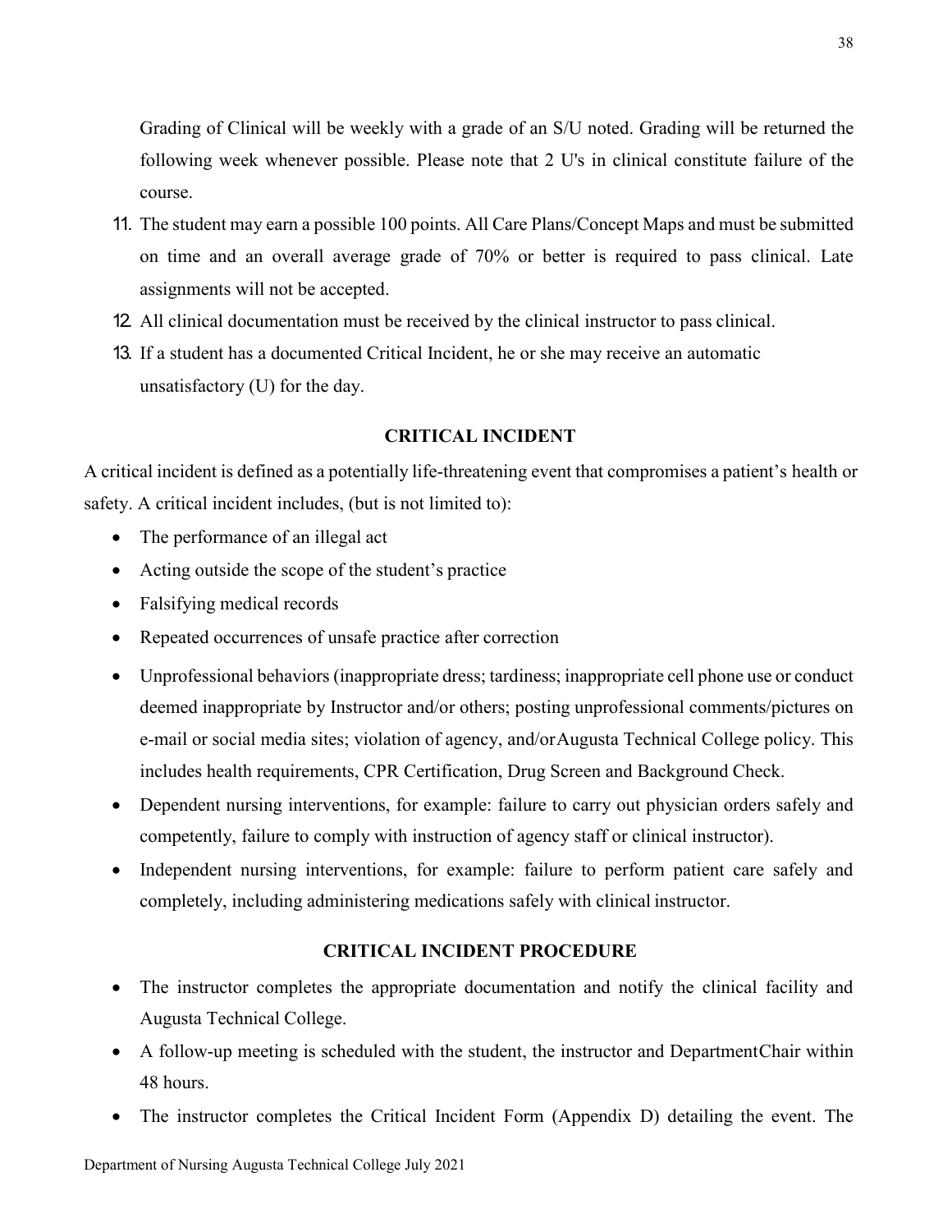Grading of Clinical will be weekly with a grade of an S/U noted. Grading will be returned the following week whenever possible. Please note that 2 U's in clinical constitute failure of the course.

11. The student may earn a possible 100 points. All Care Plans/Concept Maps and must be submitted on time and an overall average grade of 70% or better is required to pass clinical. Late assignments will not be accepted.
12. All clinical documentation must be received by the clinical instructor to pass clinical.
13. If a student has a documented Critical Incident, he or she may receive an automatic unsatisfactory (U) for the day.

## CRITICAL INCIDENT

A critical incident is defined as a potentially life-threatening event that compromises a patient's health or safety. A critical incident includes, (but is not limited to):

- The performance of an illegal act
- Acting outside the scope of the student's practice
- Falsifying medical records
- Repeated occurrences of unsafe practice after correction
- Unprofessional behaviors (inappropriate dress; tardiness; inappropriate cell phone use or conduct deemed inappropriate by Instructor and/or others; posting unprofessional comments/pictures on e-mail or social media sites; violation of agency, and/orAugusta Technical College policy. This includes health requirements, CPR Certification, Drug Screen and Background Check.
- Dependent nursing interventions, for example: failure to carry out physician orders safely and competently, failure to comply with instruction of agency staff or clinical instructor).
- Independent nursing interventions, for example: failure to perform patient care safely and completely, including administering medications safely with clinical instructor.

## CRITICAL INCIDENT PROCEDURE

- The instructor completes the appropriate documentation and notify the clinical facility and Augusta Technical College.
- A follow-up meeting is scheduled with the student, the instructor and DepartmentChair within 48 hours.
- The instructor completes the Critical Incident Form (Appendix D) detailing the event. The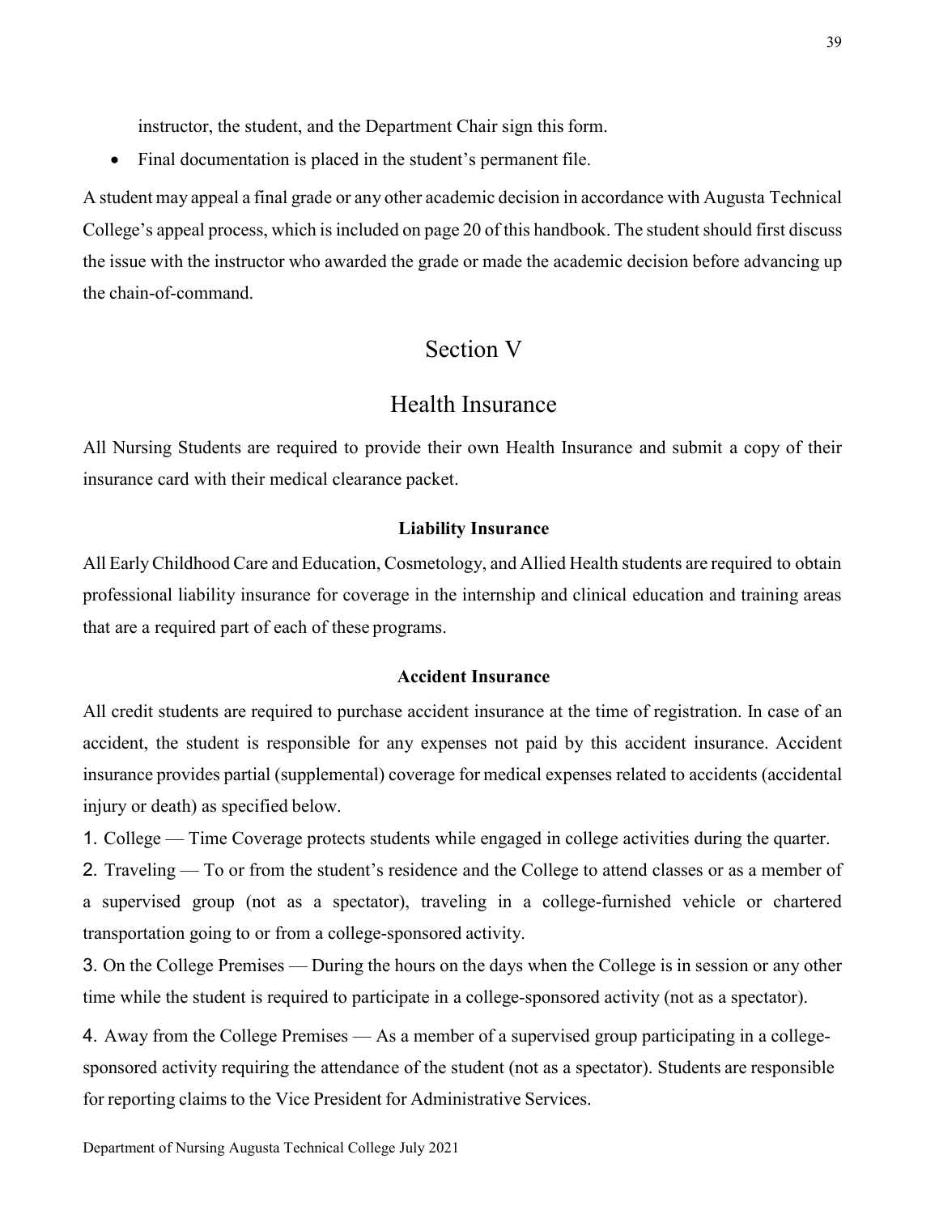instructor, the student, and the Department Chair sign this form.

- Final documentation is placed in the student's permanent file.

A student may appeal a final grade or any other academic decision in accordance with Augusta Technical College's appeal process, which is included on page 20 of this handbook. The student should first discuss the issue with the instructor who awarded the grade or made the academic decision before advancing up the chain-of-command.

# Section V

## Health Insurance

All Nursing Students are required to provide their own Health Insurance and submit a copy of their insurance card with their medical clearance packet.

### Liability Insurance

All Early Childhood Care and Education, Cosmetology, and Allied Health students are required to obtain professional liability insurance for coverage in the internship and clinical education and training areas that are a required part of each of these programs.

### Accident Insurance

All credit students are required to purchase accident insurance at the time of registration. In case of an accident, the student is responsible for any expenses not paid by this accident insurance. Accident insurance provides partial (supplemental) coverage for medical expenses related to accidents (accidental injury or death) as specified below.

1. College — Time Coverage protects students while engaged in college activities during the quarter.
2. Traveling — To or from the student's residence and the College to attend classes or as a member of a supervised group (not as a spectator), traveling in a college-furnished vehicle or chartered transportation going to or from a college-sponsored activity.
3. On the College Premises — During the hours on the days when the College is in session or any other time while the student is required to participate in a college-sponsored activity (not as a spectator).
4. Away from the College Premises — As a member of a supervised group participating in a college-sponsored activity requiring the attendance of the student (not as a spectator). Students are responsible for reporting claims to the Vice President for Administrative Services.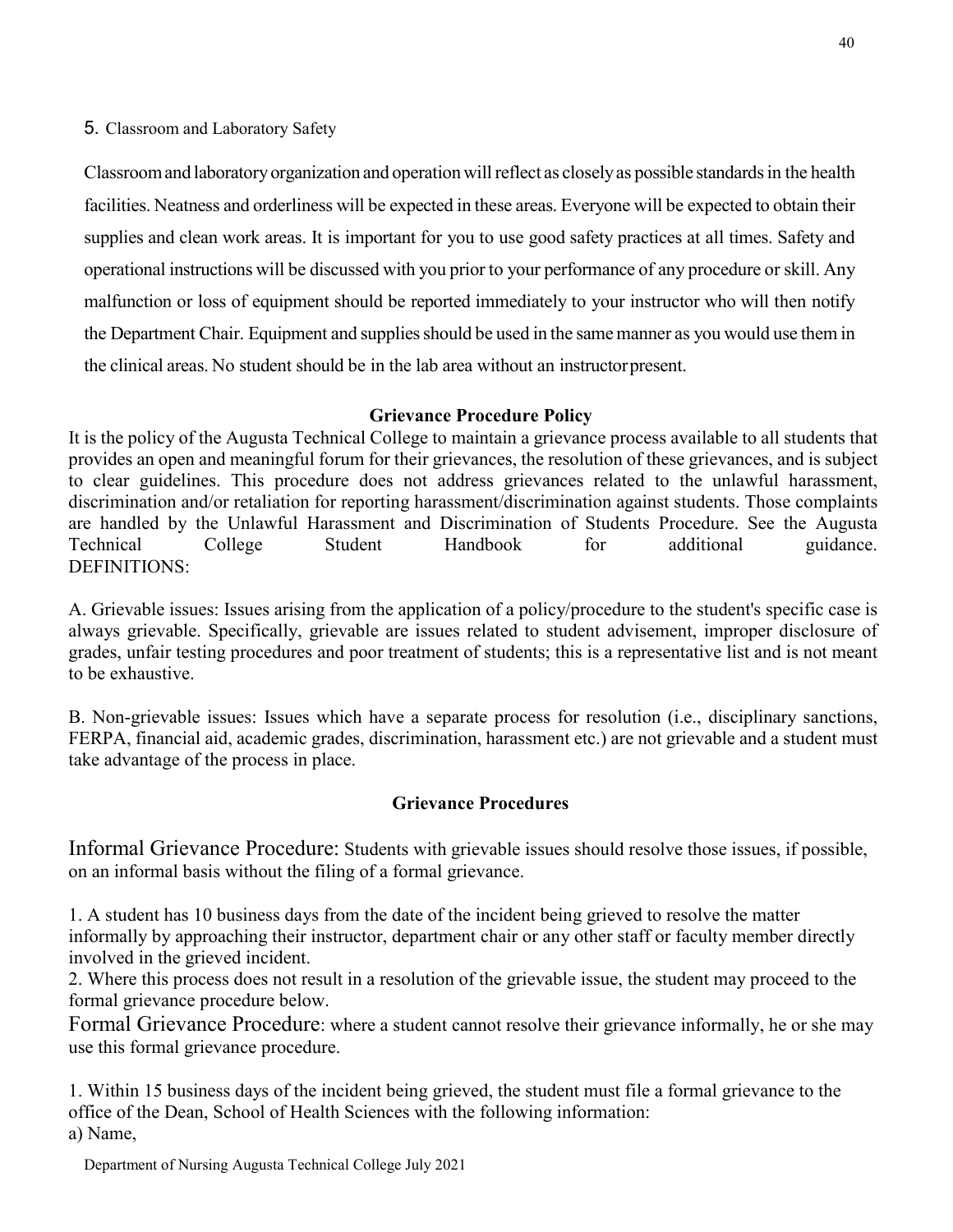5. Classroom and Laboratory Safety

Classroom and laboratory organization and operation will reflect as closely as possible standards in the health facilities. Neatness and orderliness will be expected in these areas. Everyone will be expected to obtain their supplies and clean work areas. It is important for you to use good safety practices at all times. Safety and operational instructions will be discussed with you prior to your performance of any procedure or skill. Any malfunction or loss of equipment should be reported immediately to your instructor who will then notify the Department Chair. Equipment and supplies should be used in the same manner as you would use them in the clinical areas. No student should be in the lab area without an instructor present.

## Grievance Procedure Policy

It is the policy of the Augusta Technical College to maintain a grievance process available to all students that provides an open and meaningful forum for their grievances, the resolution of these grievances, and is subject to clear guidelines. This procedure does not address grievances related to the unlawful harassment, discrimination and/or retaliation for reporting harassment/discrimination against students. Those complaints are handled by the Unlawful Harassment and Discrimination of Students Procedure. See the Augusta Technical College Student Handbook for additional guidance.
DEFINITIONS:

A. Grievable issues: Issues arising from the application of a policy/procedure to the student's specific case is always grievable. Specifically, grievable are issues related to student advisement, improper disclosure of grades, unfair testing procedures and poor treatment of students; this is a representative list and is not meant to be exhaustive.

B. Non-grievable issues: Issues which have a separate process for resolution (i.e., disciplinary sanctions, FERPA, financial aid, academic grades, discrimination, harassment etc.) are not grievable and a student must take advantage of the process in place.

## Grievance Procedures

Informal Grievance Procedure: Students with grievable issues should resolve those issues, if possible, on an informal basis without the filing of a formal grievance.

1. A student has 10 business days from the date of the incident being grieved to resolve the matter informally by approaching their instructor, department chair or any other staff or faculty member directly involved in the grieved incident.
2. Where this process does not result in a resolution of the grievable issue, the student may proceed to the formal grievance procedure below.

Formal Grievance Procedure: where a student cannot resolve their grievance informally, he or she may use this formal grievance procedure.

1. Within 15 business days of the incident being grieved, the student must file a formal grievance to the office of the Dean, School of Health Sciences with the following information:

a) Name,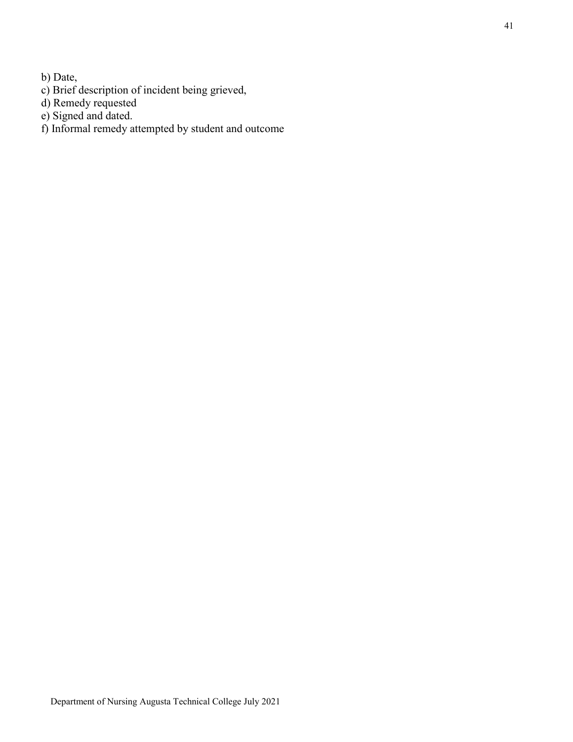b) Date,
c) Brief description of incident being grieved,
d) Remedy requested
e) Signed and dated.
f) Informal remedy attempted by student and outcome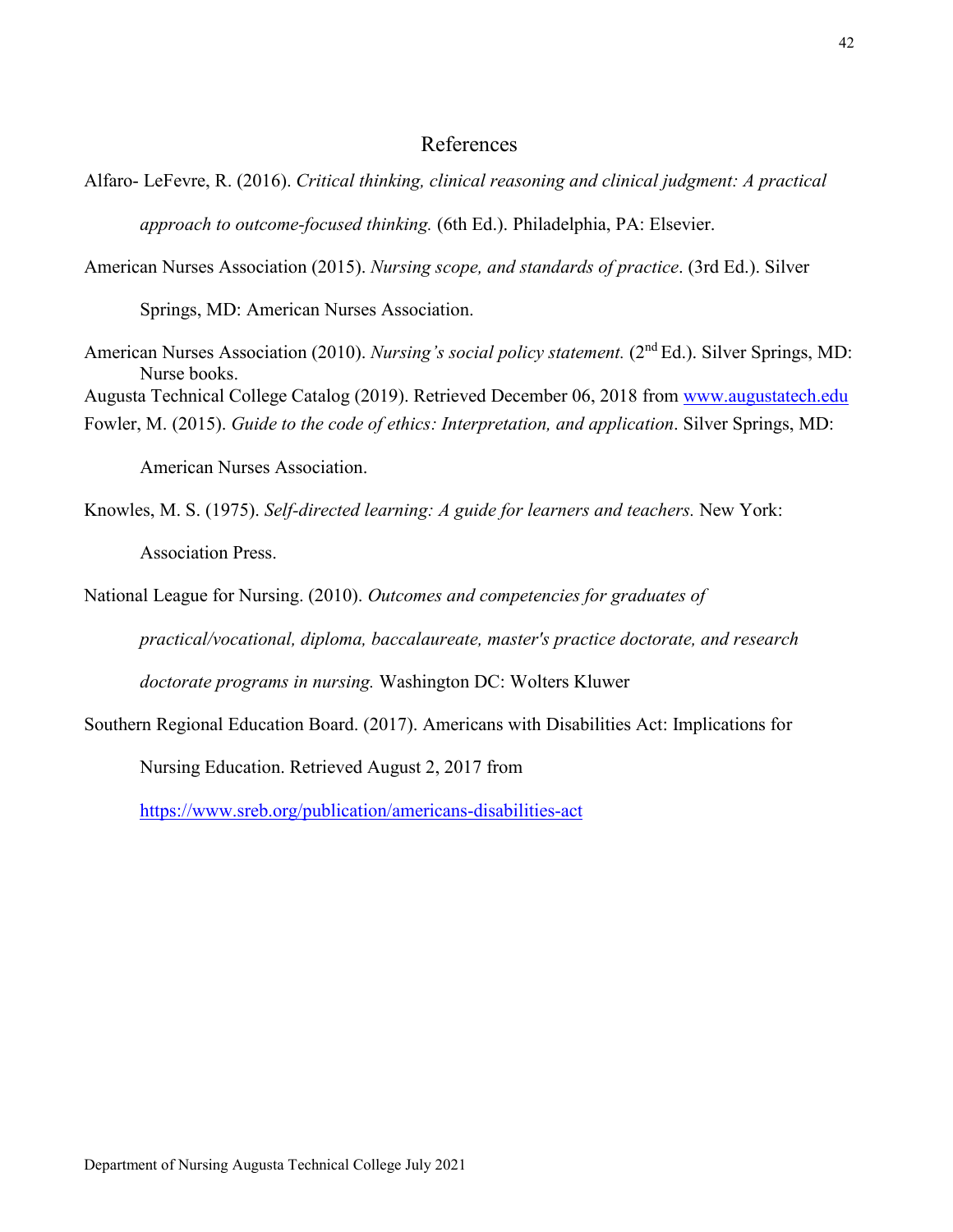# References

Alfaro- LeFevre, R. (2016). *Critical thinking, clinical reasoning and clinical judgment: A practical approach to outcome-focused thinking.* (6th Ed.). Philadelphia, PA: Elsevier.

American Nurses Association (2015). *Nursing scope, and standards of practice*. (3rd Ed.). Silver Springs, MD: American Nurses Association.

American Nurses Association (2010). *Nursing's social policy statement.* (2nd Ed.). Silver Springs, MD: Nurse books.

Augusta Technical College Catalog (2019). Retrieved December 06, 2018 from www.augustatech.edu

Fowler, M. (2015). *Guide to the code of ethics: Interpretation, and application*. Silver Springs, MD: American Nurses Association.

Knowles, M. S. (1975). *Self-directed learning: A guide for learners and teachers.* New York: Association Press.

National League for Nursing. (2010). *Outcomes and competencies for graduates of practical/vocational, diploma, baccalaureate, master's practice doctorate, and research doctorate programs in nursing.* Washington DC: Wolters Kluwer

Southern Regional Education Board. (2017). Americans with Disabilities Act: Implications for Nursing Education. Retrieved August 2, 2017 from https://www.sreb.org/publication/americans-disabilities-act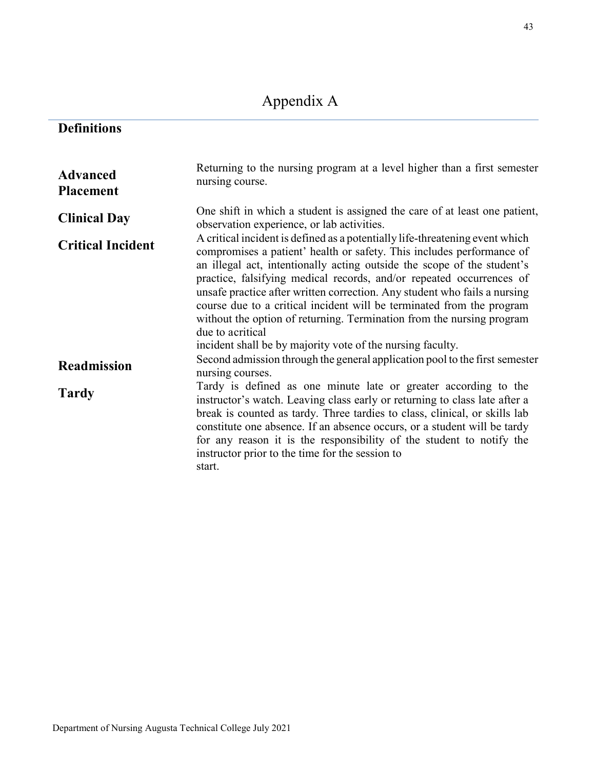# Appendix A

## Definitions

**Advanced Placement** — Returning to the nursing program at a level higher than a first semester nursing course.

**Clinical Day** — One shift in which a student is assigned the care of at least one patient, observation experience, or lab activities.

**Critical Incident** — A critical incident is defined as a potentially life-threatening event which compromises a patient' health or safety. This includes performance of an illegal act, intentionally acting outside the scope of the student's practice, falsifying medical records, and/or repeated occurrences of unsafe practice after written correction. Any student who fails a nursing course due to a critical incident will be terminated from the program without the option of returning. Termination from the nursing program due to acritical incident shall be by majority vote of the nursing faculty.

**Readmission** — Second admission through the general application pool to the first semester nursing courses.

**Tardy** — Tardy is defined as one minute late or greater according to the instructor's watch. Leaving class early or returning to class late after a break is counted as tardy. Three tardies to class, clinical, or skills lab constitute one absence. If an absence occurs, or a student will be tardy for any reason it is the responsibility of the student to notify the instructor prior to the time for the session to start.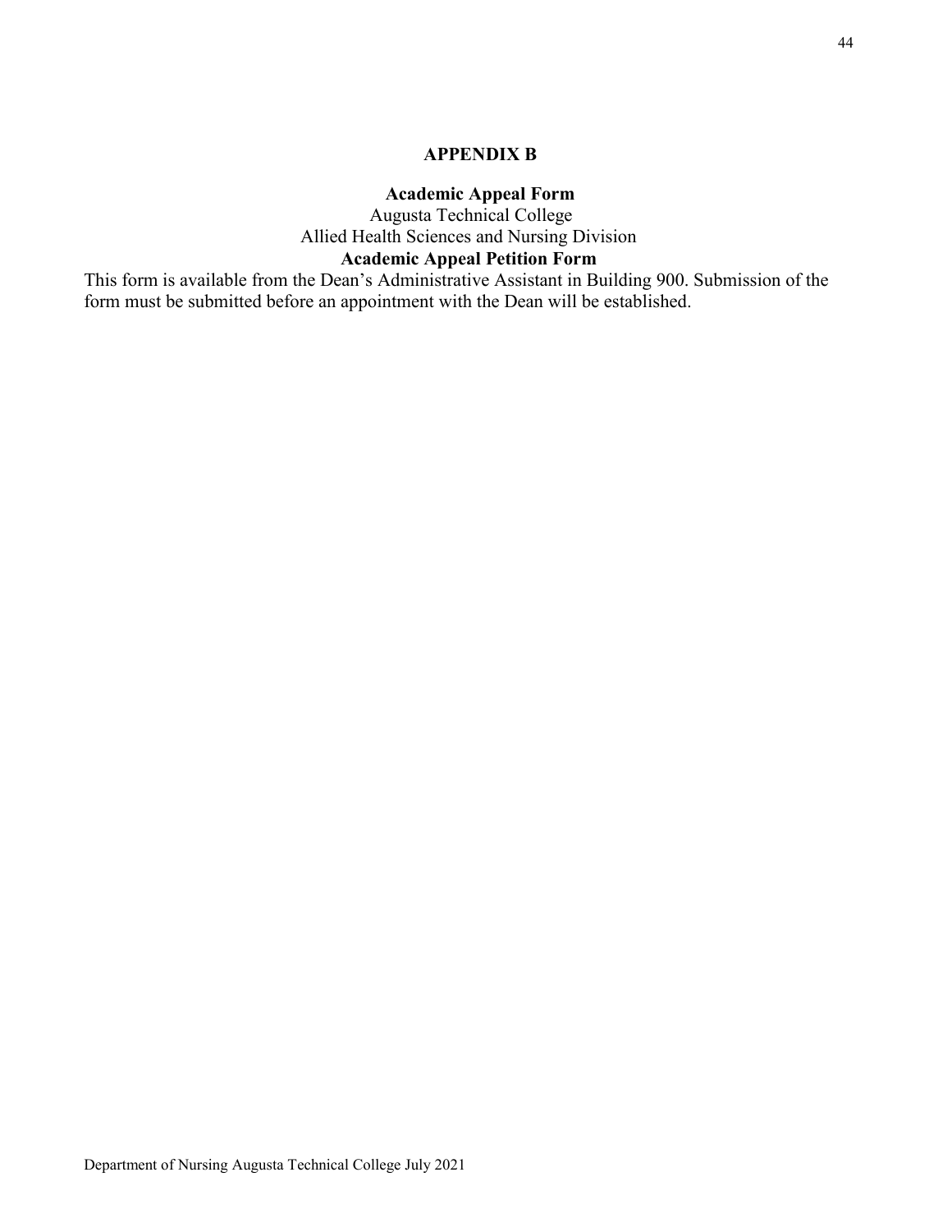## APPENDIX B

**Academic Appeal Form**

Augusta Technical College

Allied Health Sciences and Nursing Division

**Academic Appeal Petition Form**

This form is available from the Dean's Administrative Assistant in Building 900. Submission of the form must be submitted before an appointment with the Dean will be established.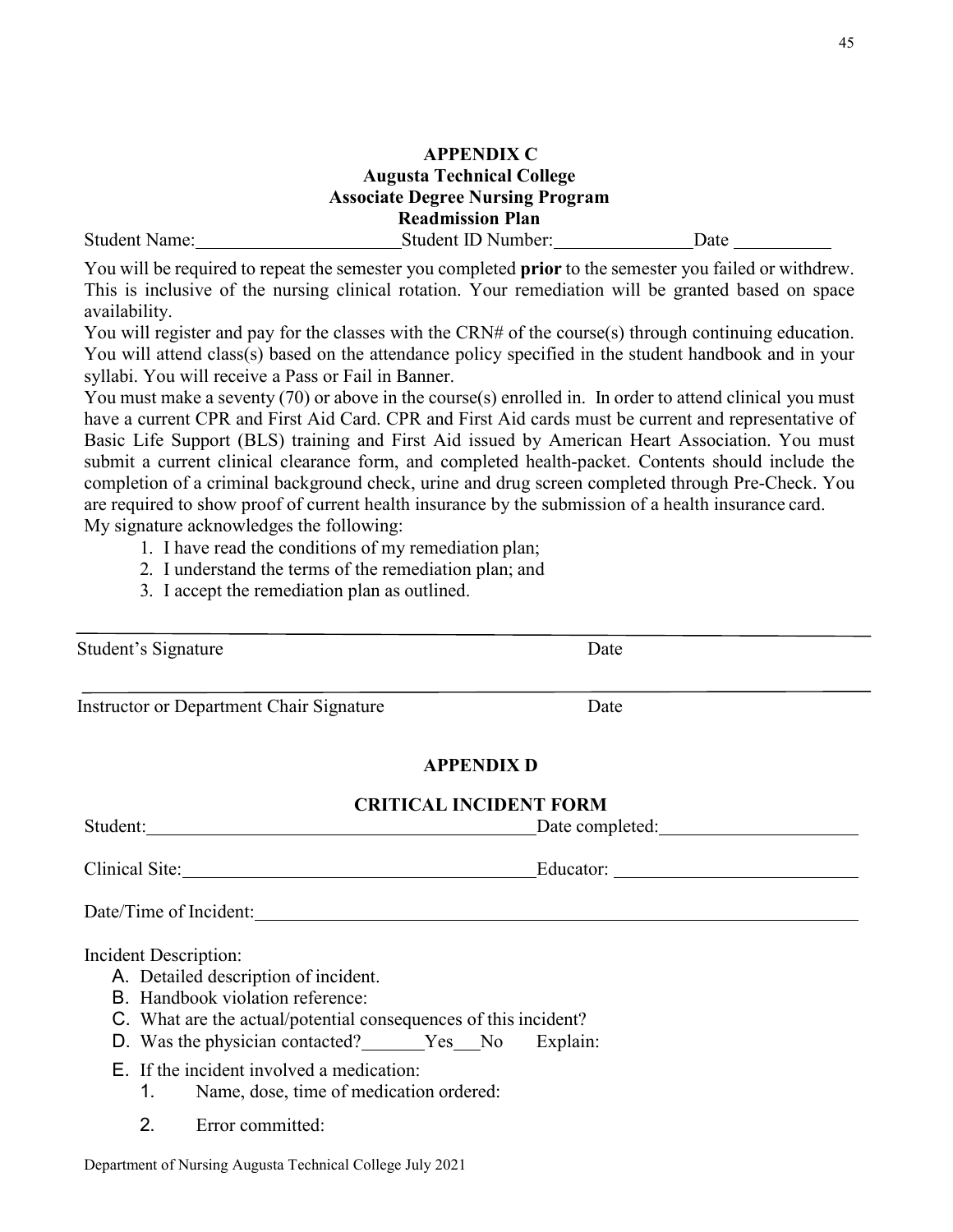# APPENDIX C
## Augusta Technical College
## Associate Degree Nursing Program
## Readmission Plan

Student Name:_____________________ Student ID Number:______________ Date __________

You will be required to repeat the semester you completed **prior** to the semester you failed or withdrew. This is inclusive of the nursing clinical rotation. Your remediation will be granted based on space availability.

You will register and pay for the classes with the CRN# of the course(s) through continuing education. You will attend class(s) based on the attendance policy specified in the student handbook and in your syllabi. You will receive a Pass or Fail in Banner.

You must make a seventy (70) or above in the course(s) enrolled in. In order to attend clinical you must have a current CPR and First Aid Card. CPR and First Aid cards must be current and representative of Basic Life Support (BLS) training and First Aid issued by American Heart Association. You must submit a current clinical clearance form, and completed health-packet. Contents should include the completion of a criminal background check, urine and drug screen completed through Pre-Check. You are required to show proof of current health insurance by the submission of a health insurance card.

My signature acknowledges the following:

1. I have read the conditions of my remediation plan;
2. I understand the terms of the remediation plan; and
3. I accept the remediation plan as outlined.

______________________________________________________________________

Student's Signature Date

______________________________________________________________________

Instructor or Department Chair Signature Date

# APPENDIX D

## CRITICAL INCIDENT FORM

Student:_________________________________________ Date completed:_____________________

Clinical Site:____________________________________ Educator: ___________________________

Date/Time of Incident:_____________________________________________________________

Incident Description:

A. Detailed description of incident.
B. Handbook violation reference:
C. What are the actual/potential consequences of this incident?
D. Was the physician contacted?_______Yes___No Explain:
E. If the incident involved a medication:
   1. Name, dose, time of medication ordered:
   2. Error committed: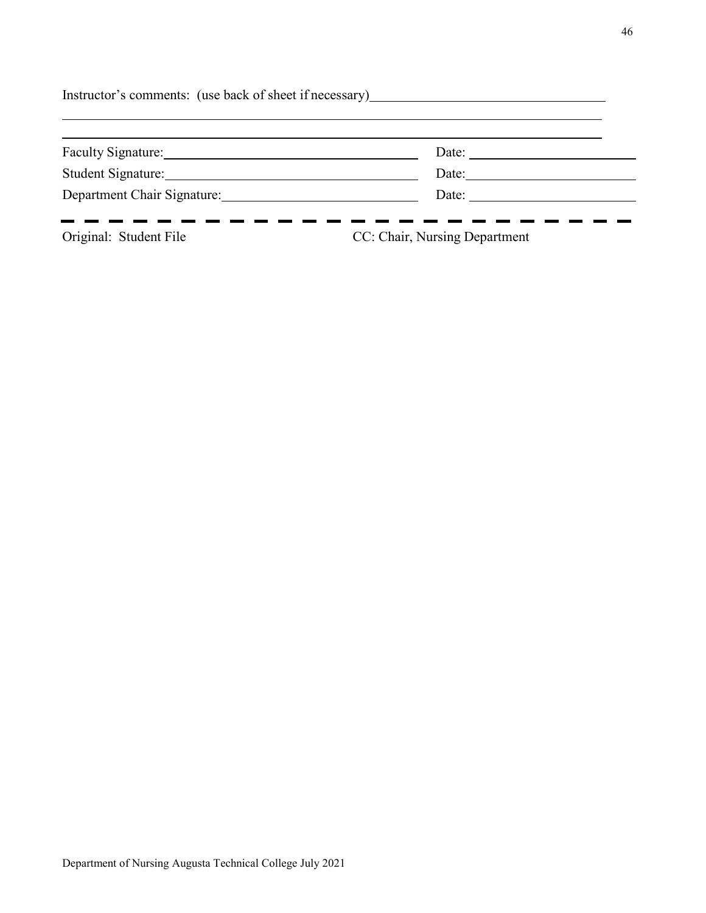Instructor's comments: (use back of sheet if necessary)\_\_\_\_\_\_\_\_\_\_\_\_\_\_\_\_\_\_\_\_\_\_\_\_\_\_\_\_\_\_\_\_\_\_

\_\_\_\_\_\_\_\_\_\_\_\_\_\_\_\_\_\_\_\_\_\_\_\_\_\_\_\_\_\_\_\_\_\_\_\_\_\_\_\_\_\_\_\_\_\_\_\_\_\_\_\_\_\_\_\_\_\_\_\_\_\_\_\_\_\_\_\_\_\_\_\_\_\_\_\_\_\_

\_\_\_\_\_\_\_\_\_\_\_\_\_\_\_\_\_\_\_\_\_\_\_\_\_\_\_\_\_\_\_\_\_\_\_\_\_\_\_\_\_\_\_\_\_\_\_\_\_\_\_\_\_\_\_\_\_\_\_\_\_\_\_\_\_\_\_\_\_\_\_\_\_\_\_\_\_\_

Faculty Signature:\_\_\_\_\_\_\_\_\_\_\_\_\_\_\_\_\_\_\_\_\_\_\_\_\_\_\_\_\_\_\_\_\_\_\_\_ Date: \_\_\_\_\_\_\_\_\_\_\_\_\_\_\_\_\_\_\_\_\_\_\_\_

Student Signature:\_\_\_\_\_\_\_\_\_\_\_\_\_\_\_\_\_\_\_\_\_\_\_\_\_\_\_\_\_\_\_\_\_\_\_\_ Date:\_\_\_\_\_\_\_\_\_\_\_\_\_\_\_\_\_\_\_\_\_\_\_\_

Department Chair Signature:\_\_\_\_\_\_\_\_\_\_\_\_\_\_\_\_\_\_\_\_\_\_\_\_\_\_\_\_ Date: \_\_\_\_\_\_\_\_\_\_\_\_\_\_\_\_\_\_\_\_\_\_\_\_

- - - - - - - - - - - - - - - - - - - - - - - - - - - - - -

Original: Student File CC: Chair, Nursing Department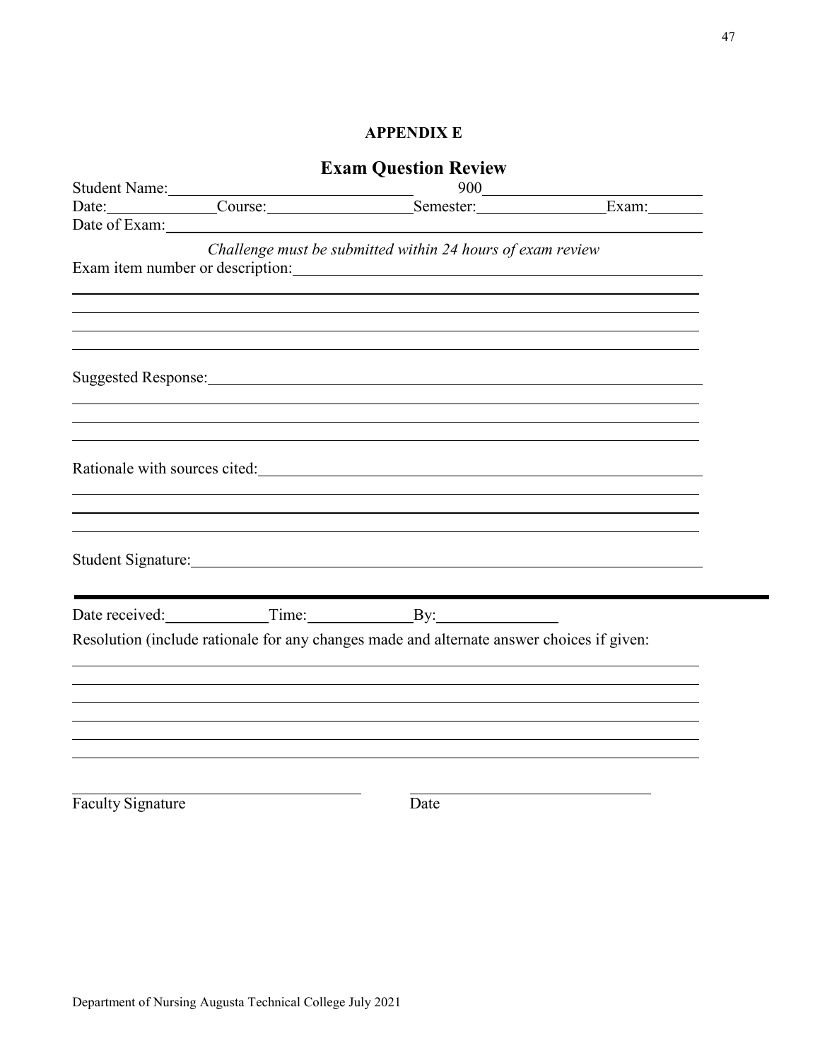## APPENDIX E

## Exam Question Review

Student Name: ______________________________ 900__________________________

Date: ____________ Course: __________________ Semester: ________________ Exam: _______

Date of Exam: ____________________________________________________________________

*Challenge must be submitted within 24 hours of exam review*

Exam item number or description: __________________________________________________

__________________________________________________________________________________

__________________________________________________________________________________

__________________________________________________________________________________

__________________________________________________________________________________

Suggested Response: ______________________________________________________________

__________________________________________________________________________________

__________________________________________________________________________________

__________________________________________________________________________________

Rationale with sources cited: ________________________________________________________

__________________________________________________________________________________

__________________________________________________________________________________

__________________________________________________________________________________

Student Signature: ________________________________________________________________

---

Date received: ____________ Time: ____________ By: _______________

Resolution (include rationale for any changes made and alternate answer choices if given:

__________________________________________________________________________________

__________________________________________________________________________________

__________________________________________________________________________________

__________________________________________________________________________________

__________________________________________________________________________________

__________________________________________________________________________________

______________________________________ ______________________________

Faculty Signature Date

Department of Nursing Augusta Technical College July 2021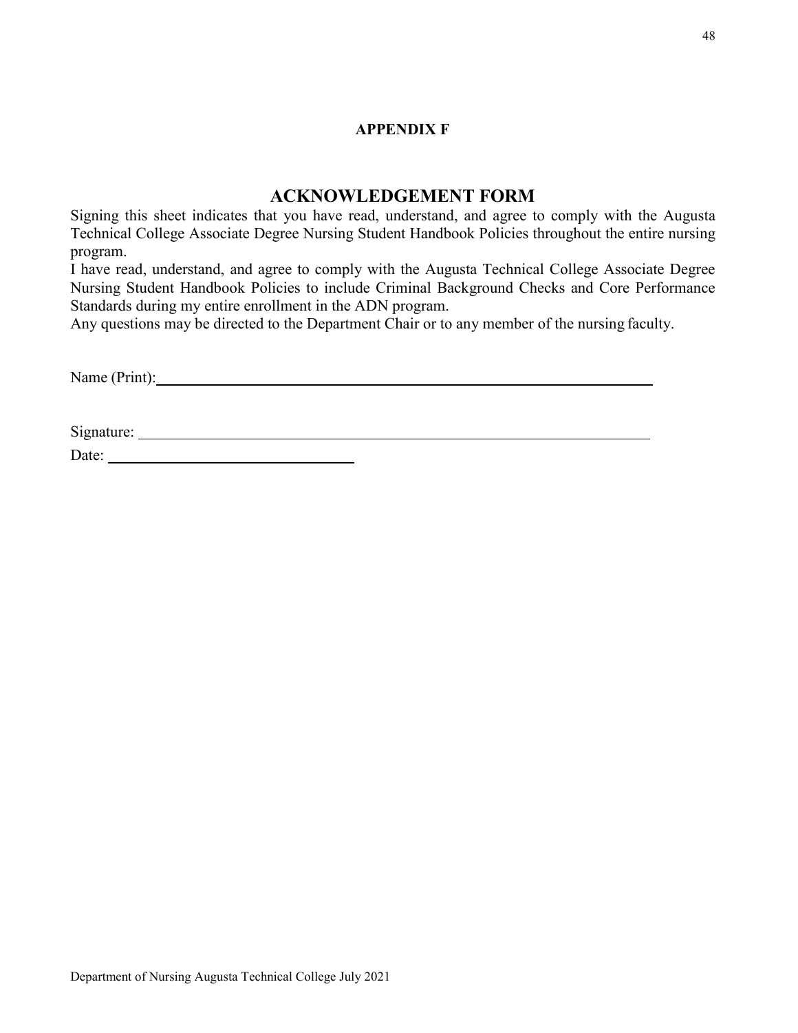**APPENDIX F**

## ACKNOWLEDGEMENT FORM

Signing this sheet indicates that you have read, understand, and agree to comply with the Augusta Technical College Associate Degree Nursing Student Handbook Policies throughout the entire nursing program.

I have read, understand, and agree to comply with the Augusta Technical College Associate Degree Nursing Student Handbook Policies to include Criminal Background Checks and Core Performance Standards during my entire enrollment in the ADN program.

Any questions may be directed to the Department Chair or to any member of the nursing faculty.

Name (Print): ______________________________________________________________

Signature: ________________________________________________________________

Date: ______________________________